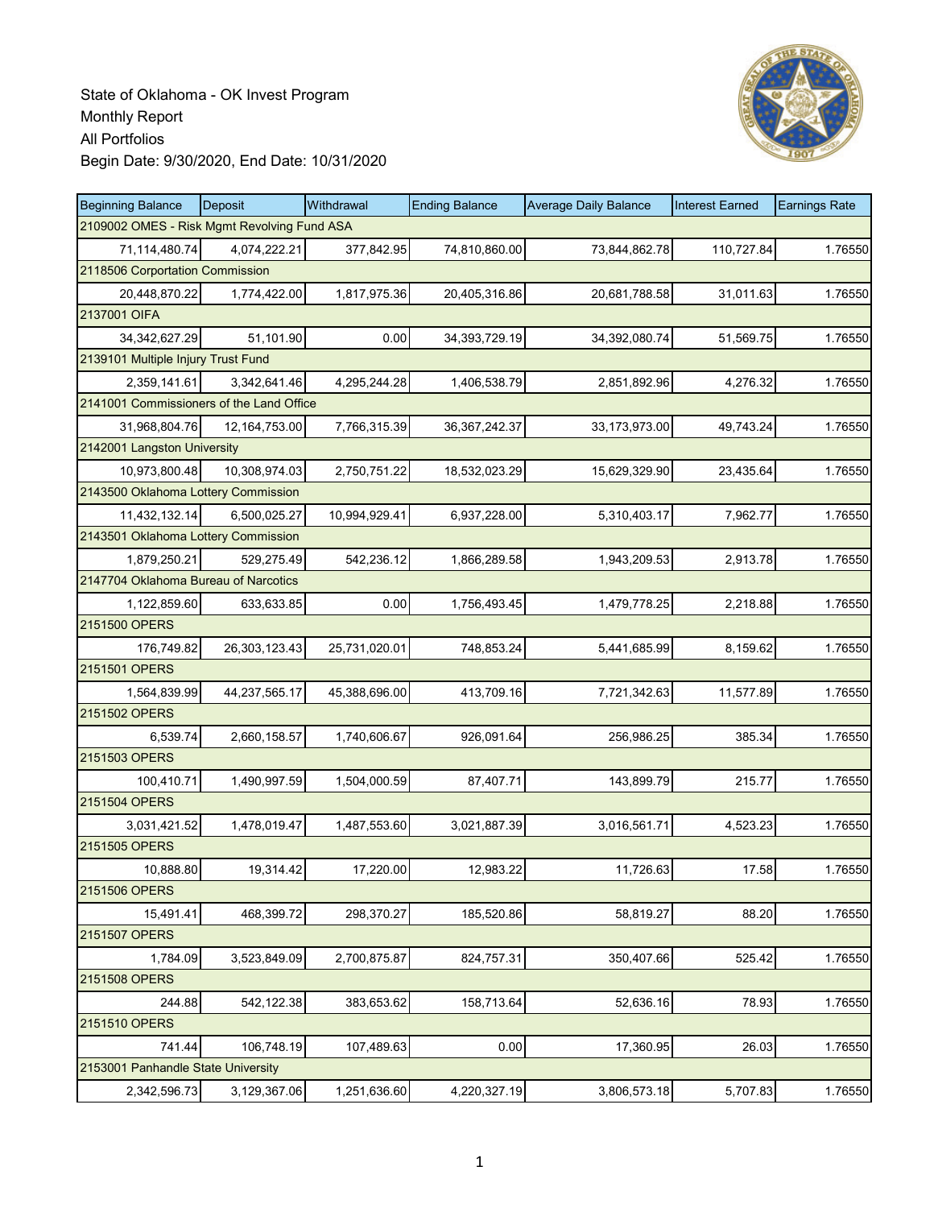State of Oklahoma - OK Invest Program
Monthly Report
All Portfolios
Begin Date: 9/30/2020, End Date: 10/31/2020

| Beginning Balance | Deposit | Withdrawal | Ending Balance | Average Daily Balance | Interest Earned | Earnings Rate |
|---|---|---|---|---|---|---|
| 2109002 OMES - Risk Mgmt Revolving Fund ASA | | | | | | |
| 71,114,480.74 | 4,074,222.21 | 377,842.95 | 74,810,860.00 | 73,844,862.78 | 110,727.84 | 1.76550 |
| 2118506 Corportation Commission | | | | | | |
| 20,448,870.22 | 1,774,422.00 | 1,817,975.36 | 20,405,316.86 | 20,681,788.58 | 31,011.63 | 1.76550 |
| 2137001 OIFA | | | | | | |
| 34,342,627.29 | 51,101.90 | 0.00 | 34,393,729.19 | 34,392,080.74 | 51,569.75 | 1.76550 |
| 2139101 Multiple Injury Trust Fund | | | | | | |
| 2,359,141.61 | 3,342,641.46 | 4,295,244.28 | 1,406,538.79 | 2,851,892.96 | 4,276.32 | 1.76550 |
| 2141001 Commissioners of the Land Office | | | | | | |
| 31,968,804.76 | 12,164,753.00 | 7,766,315.39 | 36,367,242.37 | 33,173,973.00 | 49,743.24 | 1.76550 |
| 2142001 Langston University | | | | | | |
| 10,973,800.48 | 10,308,974.03 | 2,750,751.22 | 18,532,023.29 | 15,629,329.90 | 23,435.64 | 1.76550 |
| 2143500 Oklahoma Lottery Commission | | | | | | |
| 11,432,132.14 | 6,500,025.27 | 10,994,929.41 | 6,937,228.00 | 5,310,403.17 | 7,962.77 | 1.76550 |
| 2143501 Oklahoma Lottery Commission | | | | | | |
| 1,879,250.21 | 529,275.49 | 542,236.12 | 1,866,289.58 | 1,943,209.53 | 2,913.78 | 1.76550 |
| 2147704 Oklahoma Bureau of Narcotics | | | | | | |
| 1,122,859.60 | 633,633.85 | 0.00 | 1,756,493.45 | 1,479,778.25 | 2,218.88 | 1.76550 |
| 2151500 OPERS | | | | | | |
| 176,749.82 | 26,303,123.43 | 25,731,020.01 | 748,853.24 | 5,441,685.99 | 8,159.62 | 1.76550 |
| 2151501 OPERS | | | | | | |
| 1,564,839.99 | 44,237,565.17 | 45,388,696.00 | 413,709.16 | 7,721,342.63 | 11,577.89 | 1.76550 |
| 2151502 OPERS | | | | | | |
| 6,539.74 | 2,660,158.57 | 1,740,606.67 | 926,091.64 | 256,986.25 | 385.34 | 1.76550 |
| 2151503 OPERS | | | | | | |
| 100,410.71 | 1,490,997.59 | 1,504,000.59 | 87,407.71 | 143,899.79 | 215.77 | 1.76550 |
| 2151504 OPERS | | | | | | |
| 3,031,421.52 | 1,478,019.47 | 1,487,553.60 | 3,021,887.39 | 3,016,561.71 | 4,523.23 | 1.76550 |
| 2151505 OPERS | | | | | | |
| 10,888.80 | 19,314.42 | 17,220.00 | 12,983.22 | 11,726.63 | 17.58 | 1.76550 |
| 2151506 OPERS | | | | | | |
| 15,491.41 | 468,399.72 | 298,370.27 | 185,520.86 | 58,819.27 | 88.20 | 1.76550 |
| 2151507 OPERS | | | | | | |
| 1,784.09 | 3,523,849.09 | 2,700,875.87 | 824,757.31 | 350,407.66 | 525.42 | 1.76550 |
| 2151508 OPERS | | | | | | |
| 244.88 | 542,122.38 | 383,653.62 | 158,713.64 | 52,636.16 | 78.93 | 1.76550 |
| 2151510 OPERS | | | | | | |
| 741.44 | 106,748.19 | 107,489.63 | 0.00 | 17,360.95 | 26.03 | 1.76550 |
| 2153001 Panhandle State University | | | | | | |
| 2,342,596.73 | 3,129,367.06 | 1,251,636.60 | 4,220,327.19 | 3,806,573.18 | 5,707.83 | 1.76550 |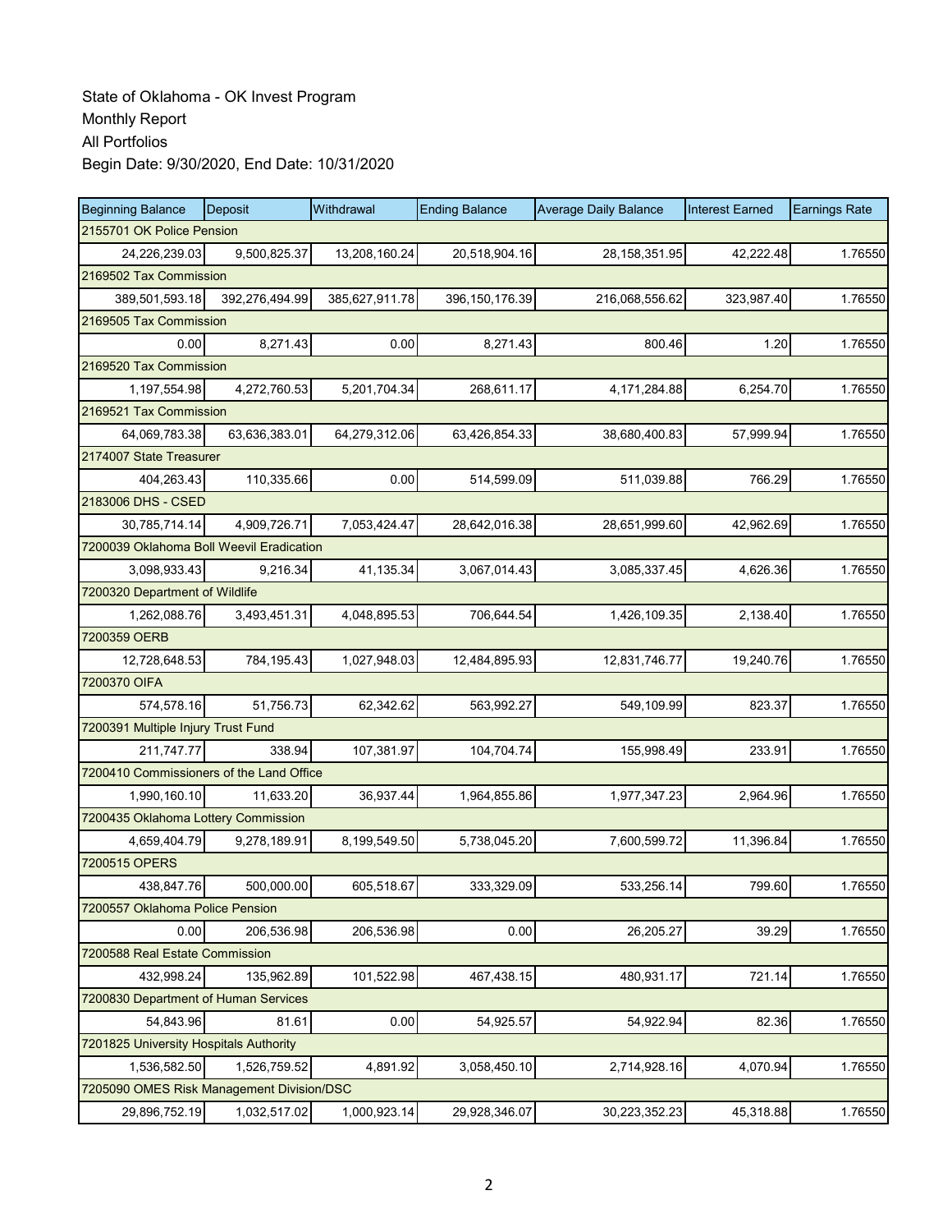State of Oklahoma - OK Invest Program
Monthly Report
All Portfolios
Begin Date: 9/30/2020, End Date: 10/31/2020

| Beginning Balance | Deposit | Withdrawal | Ending Balance | Average Daily Balance | Interest Earned | Earnings Rate |
|---|---|---|---|---|---|---|
| 2155701 OK Police Pension | | | | | | |
| 24,226,239.03 | 9,500,825.37 | 13,208,160.24 | 20,518,904.16 | 28,158,351.95 | 42,222.48 | 1.76550 |
| 2169502 Tax Commission | | | | | | |
| 389,501,593.18 | 392,276,494.99 | 385,627,911.78 | 396,150,176.39 | 216,068,556.62 | 323,987.40 | 1.76550 |
| 2169505 Tax Commission | | | | | | |
| 0.00 | 8,271.43 | 0.00 | 8,271.43 | 800.46 | 1.20 | 1.76550 |
| 2169520 Tax Commission | | | | | | |
| 1,197,554.98 | 4,272,760.53 | 5,201,704.34 | 268,611.17 | 4,171,284.88 | 6,254.70 | 1.76550 |
| 2169521 Tax Commission | | | | | | |
| 64,069,783.38 | 63,636,383.01 | 64,279,312.06 | 63,426,854.33 | 38,680,400.83 | 57,999.94 | 1.76550 |
| 2174007 State Treasurer | | | | | | |
| 404,263.43 | 110,335.66 | 0.00 | 514,599.09 | 511,039.88 | 766.29 | 1.76550 |
| 2183006 DHS - CSED | | | | | | |
| 30,785,714.14 | 4,909,726.71 | 7,053,424.47 | 28,642,016.38 | 28,651,999.60 | 42,962.69 | 1.76550 |
| 7200039 Oklahoma Boll Weevil Eradication | | | | | | |
| 3,098,933.43 | 9,216.34 | 41,135.34 | 3,067,014.43 | 3,085,337.45 | 4,626.36 | 1.76550 |
| 7200320 Department of Wildlife | | | | | | |
| 1,262,088.76 | 3,493,451.31 | 4,048,895.53 | 706,644.54 | 1,426,109.35 | 2,138.40 | 1.76550 |
| 7200359 OERB | | | | | | |
| 12,728,648.53 | 784,195.43 | 1,027,948.03 | 12,484,895.93 | 12,831,746.77 | 19,240.76 | 1.76550 |
| 7200370 OIFA | | | | | | |
| 574,578.16 | 51,756.73 | 62,342.62 | 563,992.27 | 549,109.99 | 823.37 | 1.76550 |
| 7200391 Multiple Injury Trust Fund | | | | | | |
| 211,747.77 | 338.94 | 107,381.97 | 104,704.74 | 155,998.49 | 233.91 | 1.76550 |
| 7200410 Commissioners of the Land Office | | | | | | |
| 1,990,160.10 | 11,633.20 | 36,937.44 | 1,964,855.86 | 1,977,347.23 | 2,964.96 | 1.76550 |
| 7200435 Oklahoma Lottery Commission | | | | | | |
| 4,659,404.79 | 9,278,189.91 | 8,199,549.50 | 5,738,045.20 | 7,600,599.72 | 11,396.84 | 1.76550 |
| 7200515 OPERS | | | | | | |
| 438,847.76 | 500,000.00 | 605,518.67 | 333,329.09 | 533,256.14 | 799.60 | 1.76550 |
| 7200557 Oklahoma Police Pension | | | | | | |
| 0.00 | 206,536.98 | 206,536.98 | 0.00 | 26,205.27 | 39.29 | 1.76550 |
| 7200588 Real Estate Commission | | | | | | |
| 432,998.24 | 135,962.89 | 101,522.98 | 467,438.15 | 480,931.17 | 721.14 | 1.76550 |
| 7200830 Department of Human Services | | | | | | |
| 54,843.96 | 81.61 | 0.00 | 54,925.57 | 54,922.94 | 82.36 | 1.76550 |
| 7201825 University Hospitals Authority | | | | | | |
| 1,536,582.50 | 1,526,759.52 | 4,891.92 | 3,058,450.10 | 2,714,928.16 | 4,070.94 | 1.76550 |
| 7205090 OMES Risk Management Division/DSC | | | | | | |
| 29,896,752.19 | 1,032,517.02 | 1,000,923.14 | 29,928,346.07 | 30,223,352.23 | 45,318.88 | 1.76550 |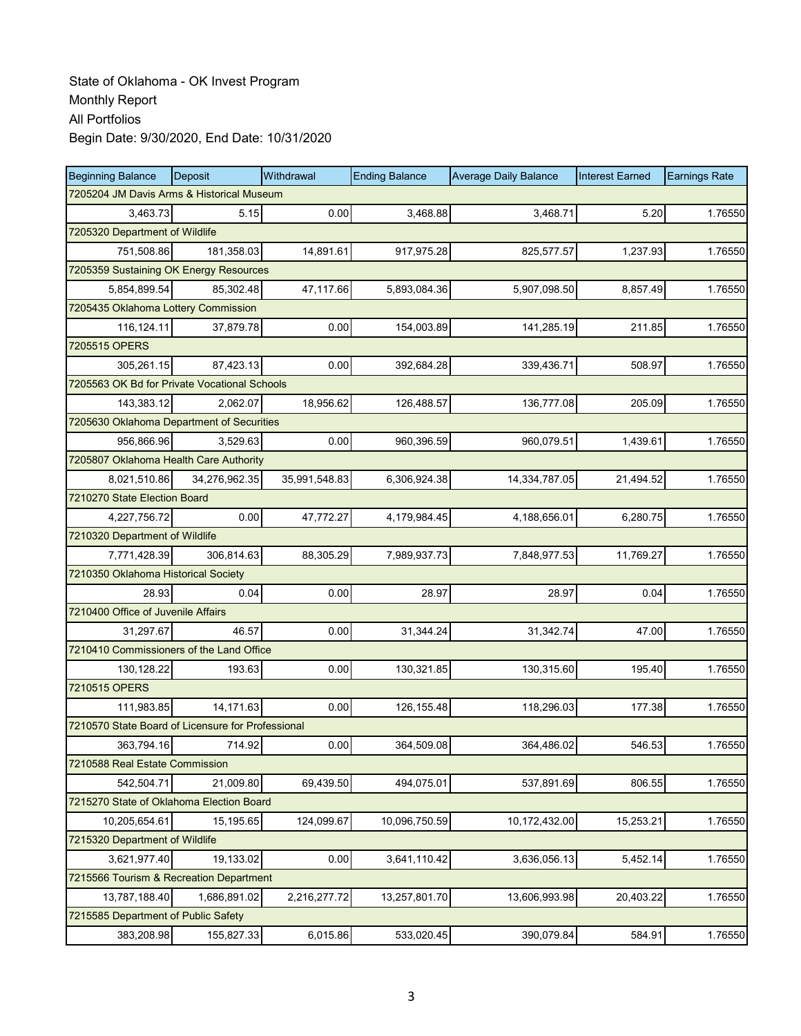State of Oklahoma - OK Invest Program
Monthly Report
All Portfolios
Begin Date: 9/30/2020, End Date: 10/31/2020

| Beginning Balance | Deposit | Withdrawal | Ending Balance | Average Daily Balance | Interest Earned | Earnings Rate |
|---|---|---|---|---|---|---|
| 7205204 JM Davis Arms & Historical Museum | | | | | | |
| 3,463.73 | 5.15 | 0.00 | 3,468.88 | 3,468.71 | 5.20 | 1.76550 |
| 7205320 Department of Wildlife | | | | | | |
| 751,508.86 | 181,358.03 | 14,891.61 | 917,975.28 | 825,577.57 | 1,237.93 | 1.76550 |
| 7205359 Sustaining OK Energy Resources | | | | | | |
| 5,854,899.54 | 85,302.48 | 47,117.66 | 5,893,084.36 | 5,907,098.50 | 8,857.49 | 1.76550 |
| 7205435 Oklahoma Lottery Commission | | | | | | |
| 116,124.11 | 37,879.78 | 0.00 | 154,003.89 | 141,285.19 | 211.85 | 1.76550 |
| 7205515 OPERS | | | | | | |
| 305,261.15 | 87,423.13 | 0.00 | 392,684.28 | 339,436.71 | 508.97 | 1.76550 |
| 7205563 OK Bd for Private Vocational Schools | | | | | | |
| 143,383.12 | 2,062.07 | 18,956.62 | 126,488.57 | 136,777.08 | 205.09 | 1.76550 |
| 7205630 Oklahoma Department of Securities | | | | | | |
| 956,866.96 | 3,529.63 | 0.00 | 960,396.59 | 960,079.51 | 1,439.61 | 1.76550 |
| 7205807 Oklahoma Health Care Authority | | | | | | |
| 8,021,510.86 | 34,276,962.35 | 35,991,548.83 | 6,306,924.38 | 14,334,787.05 | 21,494.52 | 1.76550 |
| 7210270 State Election Board | | | | | | |
| 4,227,756.72 | 0.00 | 47,772.27 | 4,179,984.45 | 4,188,656.01 | 6,280.75 | 1.76550 |
| 7210320 Department of Wildlife | | | | | | |
| 7,771,428.39 | 306,814.63 | 88,305.29 | 7,989,937.73 | 7,848,977.53 | 11,769.27 | 1.76550 |
| 7210350 Oklahoma Historical Society | | | | | | |
| 28.93 | 0.04 | 0.00 | 28.97 | 28.97 | 0.04 | 1.76550 |
| 7210400 Office of Juvenile Affairs | | | | | | |
| 31,297.67 | 46.57 | 0.00 | 31,344.24 | 31,342.74 | 47.00 | 1.76550 |
| 7210410 Commissioners of the Land Office | | | | | | |
| 130,128.22 | 193.63 | 0.00 | 130,321.85 | 130,315.60 | 195.40 | 1.76550 |
| 7210515 OPERS | | | | | | |
| 111,983.85 | 14,171.63 | 0.00 | 126,155.48 | 118,296.03 | 177.38 | 1.76550 |
| 7210570 State Board of Licensure for Professional | | | | | | |
| 363,794.16 | 714.92 | 0.00 | 364,509.08 | 364,486.02 | 546.53 | 1.76550 |
| 7210588 Real Estate Commission | | | | | | |
| 542,504.71 | 21,009.80 | 69,439.50 | 494,075.01 | 537,891.69 | 806.55 | 1.76550 |
| 7215270 State of Oklahoma Election Board | | | | | | |
| 10,205,654.61 | 15,195.65 | 124,099.67 | 10,096,750.59 | 10,172,432.00 | 15,253.21 | 1.76550 |
| 7215320 Department of Wildlife | | | | | | |
| 3,621,977.40 | 19,133.02 | 0.00 | 3,641,110.42 | 3,636,056.13 | 5,452.14 | 1.76550 |
| 7215566 Tourism & Recreation Department | | | | | | |
| 13,787,188.40 | 1,686,891.02 | 2,216,277.72 | 13,257,801.70 | 13,606,993.98 | 20,403.22 | 1.76550 |
| 7215585 Department of Public Safety | | | | | | |
| 383,208.98 | 155,827.33 | 6,015.86 | 533,020.45 | 390,079.84 | 584.91 | 1.76550 |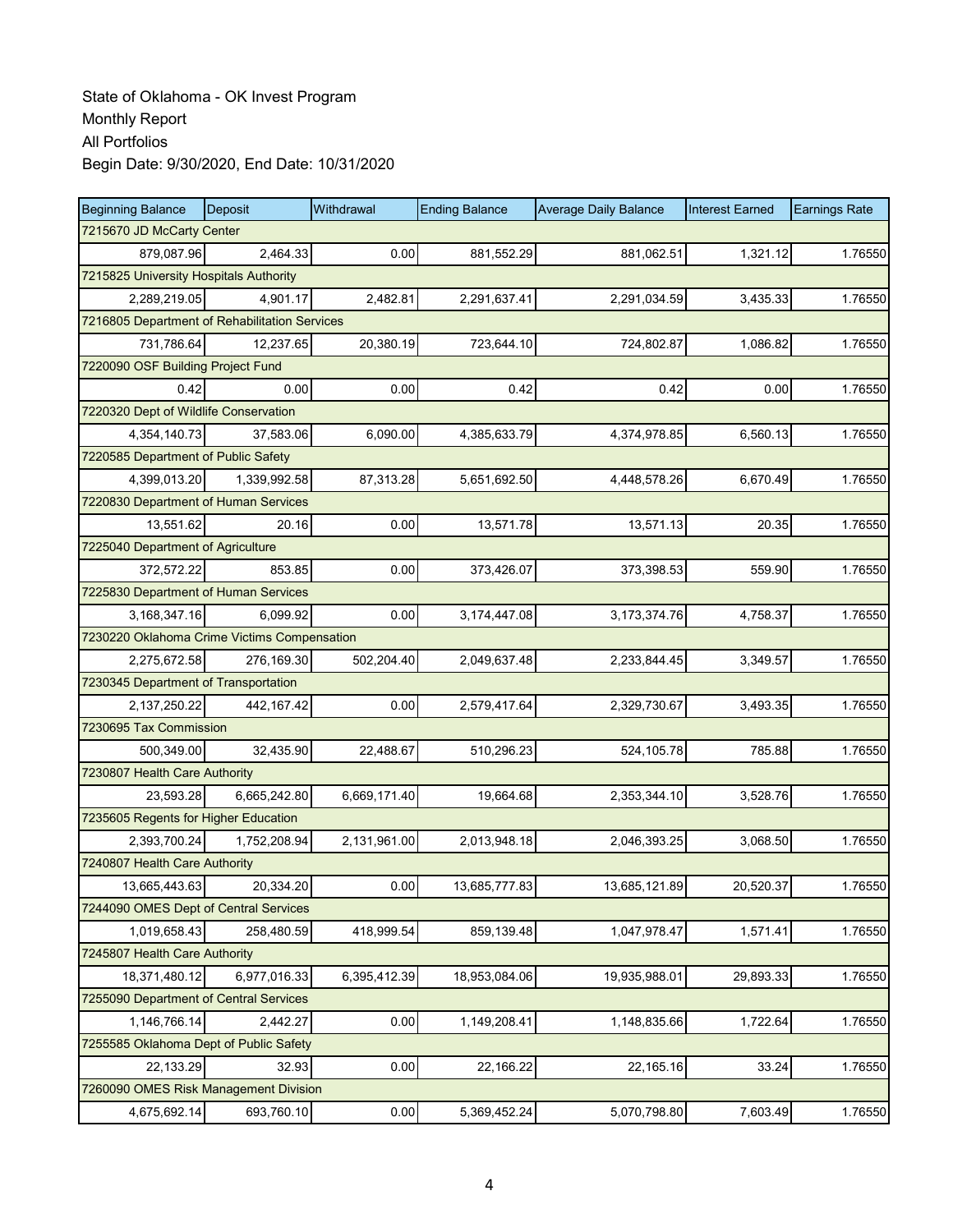State of Oklahoma - OK Invest Program
Monthly Report
All Portfolios
Begin Date: 9/30/2020, End Date: 10/31/2020

| Beginning Balance | Deposit | Withdrawal | Ending Balance | Average Daily Balance | Interest Earned | Earnings Rate |
|---|---|---|---|---|---|---|
| 7215670 JD McCarty Center | | | | | | |
| 879,087.96 | 2,464.33 | 0.00 | 881,552.29 | 881,062.51 | 1,321.12 | 1.76550 |
| 7215825 University Hospitals Authority | | | | | | |
| 2,289,219.05 | 4,901.17 | 2,482.81 | 2,291,637.41 | 2,291,034.59 | 3,435.33 | 1.76550 |
| 7216805 Department of Rehabilitation Services | | | | | | |
| 731,786.64 | 12,237.65 | 20,380.19 | 723,644.10 | 724,802.87 | 1,086.82 | 1.76550 |
| 7220090 OSF Building Project Fund | | | | | | |
| 0.42 | 0.00 | 0.00 | 0.42 | 0.42 | 0.00 | 1.76550 |
| 7220320 Dept of Wildlife Conservation | | | | | | |
| 4,354,140.73 | 37,583.06 | 6,090.00 | 4,385,633.79 | 4,374,978.85 | 6,560.13 | 1.76550 |
| 7220585 Department of Public Safety | | | | | | |
| 4,399,013.20 | 1,339,992.58 | 87,313.28 | 5,651,692.50 | 4,448,578.26 | 6,670.49 | 1.76550 |
| 7220830 Department of Human Services | | | | | | |
| 13,551.62 | 20.16 | 0.00 | 13,571.78 | 13,571.13 | 20.35 | 1.76550 |
| 7225040 Department of Agriculture | | | | | | |
| 372,572.22 | 853.85 | 0.00 | 373,426.07 | 373,398.53 | 559.90 | 1.76550 |
| 7225830 Department of Human Services | | | | | | |
| 3,168,347.16 | 6,099.92 | 0.00 | 3,174,447.08 | 3,173,374.76 | 4,758.37 | 1.76550 |
| 7230220 Oklahoma Crime Victims Compensation | | | | | | |
| 2,275,672.58 | 276,169.30 | 502,204.40 | 2,049,637.48 | 2,233,844.45 | 3,349.57 | 1.76550 |
| 7230345 Department of Transportation | | | | | | |
| 2,137,250.22 | 442,167.42 | 0.00 | 2,579,417.64 | 2,329,730.67 | 3,493.35 | 1.76550 |
| 7230695 Tax Commission | | | | | | |
| 500,349.00 | 32,435.90 | 22,488.67 | 510,296.23 | 524,105.78 | 785.88 | 1.76550 |
| 7230807 Health Care Authority | | | | | | |
| 23,593.28 | 6,665,242.80 | 6,669,171.40 | 19,664.68 | 2,353,344.10 | 3,528.76 | 1.76550 |
| 7235605 Regents for Higher Education | | | | | | |
| 2,393,700.24 | 1,752,208.94 | 2,131,961.00 | 2,013,948.18 | 2,046,393.25 | 3,068.50 | 1.76550 |
| 7240807 Health Care Authority | | | | | | |
| 13,665,443.63 | 20,334.20 | 0.00 | 13,685,777.83 | 13,685,121.89 | 20,520.37 | 1.76550 |
| 7244090 OMES Dept of Central Services | | | | | | |
| 1,019,658.43 | 258,480.59 | 418,999.54 | 859,139.48 | 1,047,978.47 | 1,571.41 | 1.76550 |
| 7245807 Health Care Authority | | | | | | |
| 18,371,480.12 | 6,977,016.33 | 6,395,412.39 | 18,953,084.06 | 19,935,988.01 | 29,893.33 | 1.76550 |
| 7255090 Department of Central Services | | | | | | |
| 1,146,766.14 | 2,442.27 | 0.00 | 1,149,208.41 | 1,148,835.66 | 1,722.64 | 1.76550 |
| 7255585 Oklahoma Dept of Public Safety | | | | | | |
| 22,133.29 | 32.93 | 0.00 | 22,166.22 | 22,165.16 | 33.24 | 1.76550 |
| 7260090 OMES Risk Management Division | | | | | | |
| 4,675,692.14 | 693,760.10 | 0.00 | 5,369,452.24 | 5,070,798.80 | 7,603.49 | 1.76550 |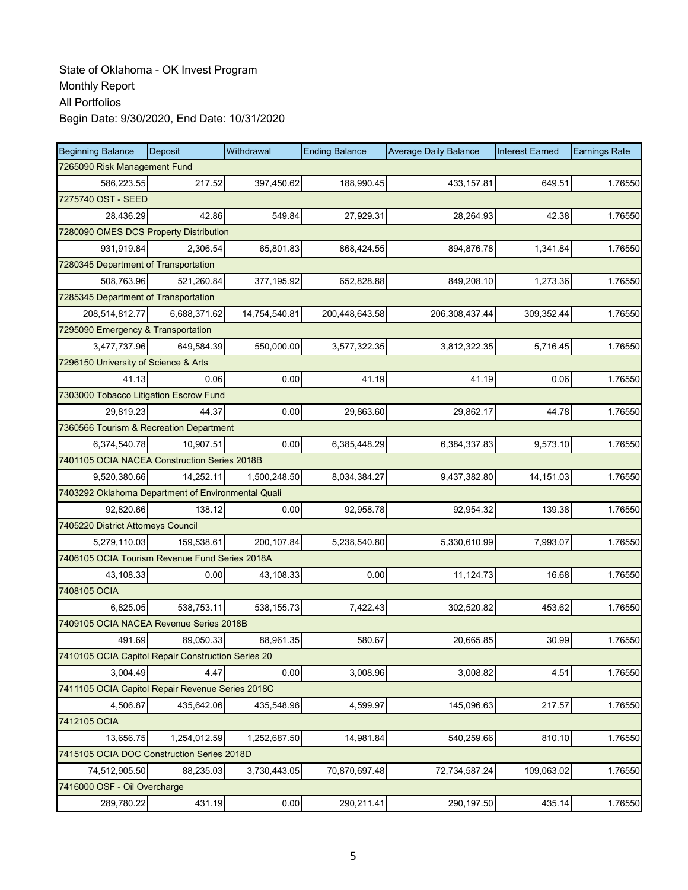State of Oklahoma - OK Invest Program
Monthly Report
All Portfolios
Begin Date: 9/30/2020, End Date: 10/31/2020

| Beginning Balance | Deposit | Withdrawal | Ending Balance | Average Daily Balance | Interest Earned | Earnings Rate |
|---|---|---|---|---|---|---|
| 7265090 Risk Management Fund | | | | | | |
| 586,223.55 | 217.52 | 397,450.62 | 188,990.45 | 433,157.81 | 649.51 | 1.76550 |
| 7275740 OST - SEED | | | | | | |
| 28,436.29 | 42.86 | 549.84 | 27,929.31 | 28,264.93 | 42.38 | 1.76550 |
| 7280090 OMES DCS Property Distribution | | | | | | |
| 931,919.84 | 2,306.54 | 65,801.83 | 868,424.55 | 894,876.78 | 1,341.84 | 1.76550 |
| 7280345 Department of Transportation | | | | | | |
| 508,763.96 | 521,260.84 | 377,195.92 | 652,828.88 | 849,208.10 | 1,273.36 | 1.76550 |
| 7285345 Department of Transportation | | | | | | |
| 208,514,812.77 | 6,688,371.62 | 14,754,540.81 | 200,448,643.58 | 206,308,437.44 | 309,352.44 | 1.76550 |
| 7295090 Emergency & Transportation | | | | | | |
| 3,477,737.96 | 649,584.39 | 550,000.00 | 3,577,322.35 | 3,812,322.35 | 5,716.45 | 1.76550 |
| 7296150 University of Science & Arts | | | | | | |
| 41.13 | 0.06 | 0.00 | 41.19 | 41.19 | 0.06 | 1.76550 |
| 7303000 Tobacco Litigation Escrow Fund | | | | | | |
| 29,819.23 | 44.37 | 0.00 | 29,863.60 | 29,862.17 | 44.78 | 1.76550 |
| 7360566 Tourism & Recreation Department | | | | | | |
| 6,374,540.78 | 10,907.51 | 0.00 | 6,385,448.29 | 6,384,337.83 | 9,573.10 | 1.76550 |
| 7401105 OCIA NACEA Construction Series 2018B | | | | | | |
| 9,520,380.66 | 14,252.11 | 1,500,248.50 | 8,034,384.27 | 9,437,382.80 | 14,151.03 | 1.76550 |
| 7403292 Oklahoma Department of Environmental Quali | | | | | | |
| 92,820.66 | 138.12 | 0.00 | 92,958.78 | 92,954.32 | 139.38 | 1.76550 |
| 7405220 District Attorneys Council | | | | | | |
| 5,279,110.03 | 159,538.61 | 200,107.84 | 5,238,540.80 | 5,330,610.99 | 7,993.07 | 1.76550 |
| 7406105 OCIA Tourism Revenue Fund Series 2018A | | | | | | |
| 43,108.33 | 0.00 | 43,108.33 | 0.00 | 11,124.73 | 16.68 | 1.76550 |
| 7408105 OCIA | | | | | | |
| 6,825.05 | 538,753.11 | 538,155.73 | 7,422.43 | 302,520.82 | 453.62 | 1.76550 |
| 7409105 OCIA NACEA Revenue Series 2018B | | | | | | |
| 491.69 | 89,050.33 | 88,961.35 | 580.67 | 20,665.85 | 30.99 | 1.76550 |
| 7410105 OCIA Capitol Repair Construction Series 20 | | | | | | |
| 3,004.49 | 4.47 | 0.00 | 3,008.96 | 3,008.82 | 4.51 | 1.76550 |
| 7411105 OCIA Capitol Repair Revenue Series 2018C | | | | | | |
| 4,506.87 | 435,642.06 | 435,548.96 | 4,599.97 | 145,096.63 | 217.57 | 1.76550 |
| 7412105 OCIA | | | | | | |
| 13,656.75 | 1,254,012.59 | 1,252,687.50 | 14,981.84 | 540,259.66 | 810.10 | 1.76550 |
| 7415105 OCIA DOC Construction Series 2018D | | | | | | |
| 74,512,905.50 | 88,235.03 | 3,730,443.05 | 70,870,697.48 | 72,734,587.24 | 109,063.02 | 1.76550 |
| 7416000 OSF - Oil Overcharge | | | | | | |
| 289,780.22 | 431.19 | 0.00 | 290,211.41 | 290,197.50 | 435.14 | 1.76550 |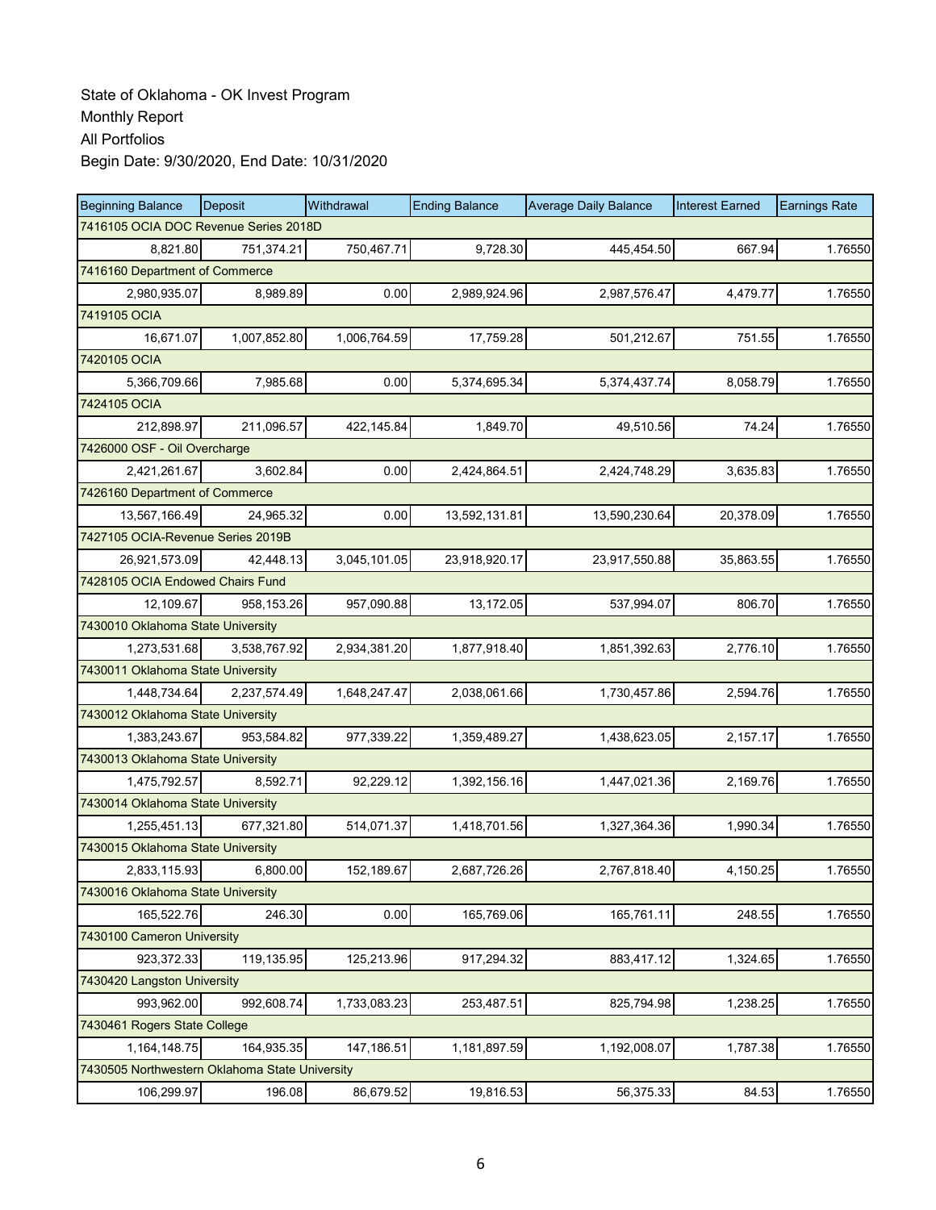State of Oklahoma - OK Invest Program
Monthly Report
All Portfolios
Begin Date: 9/30/2020, End Date: 10/31/2020

| Beginning Balance | Deposit | Withdrawal | Ending Balance | Average Daily Balance | Interest Earned | Earnings Rate |
|---|---|---|---|---|---|---|
| 7416105 OCIA DOC Revenue Series 2018D | | | | | | |
| 8,821.80 | 751,374.21 | 750,467.71 | 9,728.30 | 445,454.50 | 667.94 | 1.76550 |
| 7416160 Department of Commerce | | | | | | |
| 2,980,935.07 | 8,989.89 | 0.00 | 2,989,924.96 | 2,987,576.47 | 4,479.77 | 1.76550 |
| 7419105 OCIA | | | | | | |
| 16,671.07 | 1,007,852.80 | 1,006,764.59 | 17,759.28 | 501,212.67 | 751.55 | 1.76550 |
| 7420105 OCIA | | | | | | |
| 5,366,709.66 | 7,985.68 | 0.00 | 5,374,695.34 | 5,374,437.74 | 8,058.79 | 1.76550 |
| 7424105 OCIA | | | | | | |
| 212,898.97 | 211,096.57 | 422,145.84 | 1,849.70 | 49,510.56 | 74.24 | 1.76550 |
| 7426000 OSF - Oil Overcharge | | | | | | |
| 2,421,261.67 | 3,602.84 | 0.00 | 2,424,864.51 | 2,424,748.29 | 3,635.83 | 1.76550 |
| 7426160 Department of Commerce | | | | | | |
| 13,567,166.49 | 24,965.32 | 0.00 | 13,592,131.81 | 13,590,230.64 | 20,378.09 | 1.76550 |
| 7427105 OCIA-Revenue Series 2019B | | | | | | |
| 26,921,573.09 | 42,448.13 | 3,045,101.05 | 23,918,920.17 | 23,917,550.88 | 35,863.55 | 1.76550 |
| 7428105 OCIA Endowed Chairs Fund | | | | | | |
| 12,109.67 | 958,153.26 | 957,090.88 | 13,172.05 | 537,994.07 | 806.70 | 1.76550 |
| 7430010 Oklahoma State University | | | | | | |
| 1,273,531.68 | 3,538,767.92 | 2,934,381.20 | 1,877,918.40 | 1,851,392.63 | 2,776.10 | 1.76550 |
| 7430011 Oklahoma State University | | | | | | |
| 1,448,734.64 | 2,237,574.49 | 1,648,247.47 | 2,038,061.66 | 1,730,457.86 | 2,594.76 | 1.76550 |
| 7430012 Oklahoma State University | | | | | | |
| 1,383,243.67 | 953,584.82 | 977,339.22 | 1,359,489.27 | 1,438,623.05 | 2,157.17 | 1.76550 |
| 7430013 Oklahoma State University | | | | | | |
| 1,475,792.57 | 8,592.71 | 92,229.12 | 1,392,156.16 | 1,447,021.36 | 2,169.76 | 1.76550 |
| 7430014 Oklahoma State University | | | | | | |
| 1,255,451.13 | 677,321.80 | 514,071.37 | 1,418,701.56 | 1,327,364.36 | 1,990.34 | 1.76550 |
| 7430015 Oklahoma State University | | | | | | |
| 2,833,115.93 | 6,800.00 | 152,189.67 | 2,687,726.26 | 2,767,818.40 | 4,150.25 | 1.76550 |
| 7430016 Oklahoma State University | | | | | | |
| 165,522.76 | 246.30 | 0.00 | 165,769.06 | 165,761.11 | 248.55 | 1.76550 |
| 7430100 Cameron University | | | | | | |
| 923,372.33 | 119,135.95 | 125,213.96 | 917,294.32 | 883,417.12 | 1,324.65 | 1.76550 |
| 7430420 Langston University | | | | | | |
| 993,962.00 | 992,608.74 | 1,733,083.23 | 253,487.51 | 825,794.98 | 1,238.25 | 1.76550 |
| 7430461 Rogers State College | | | | | | |
| 1,164,148.75 | 164,935.35 | 147,186.51 | 1,181,897.59 | 1,192,008.07 | 1,787.38 | 1.76550 |
| 7430505 Northwestern Oklahoma State University | | | | | | |
| 106,299.97 | 196.08 | 86,679.52 | 19,816.53 | 56,375.33 | 84.53 | 1.76550 |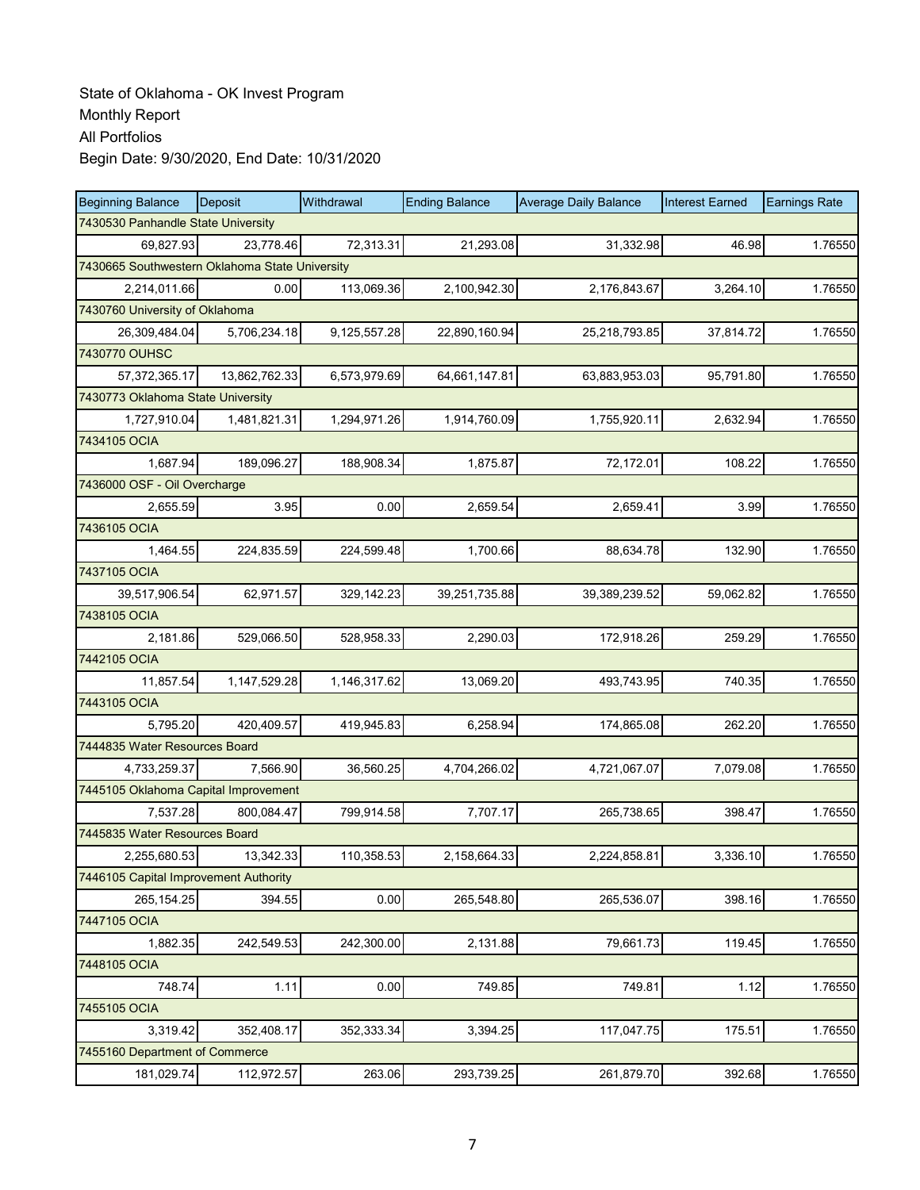State of Oklahoma - OK Invest Program
Monthly Report
All Portfolios
Begin Date: 9/30/2020, End Date: 10/31/2020

| Beginning Balance | Deposit | Withdrawal | Ending Balance | Average Daily Balance | Interest Earned | Earnings Rate |
|---|---|---|---|---|---|---|
| 7430530 Panhandle State University | | | | | | |
| 69,827.93 | 23,778.46 | 72,313.31 | 21,293.08 | 31,332.98 | 46.98 | 1.76550 |
| 7430665 Southwestern Oklahoma State University | | | | | | |
| 2,214,011.66 | 0.00 | 113,069.36 | 2,100,942.30 | 2,176,843.67 | 3,264.10 | 1.76550 |
| 7430760 University of Oklahoma | | | | | | |
| 26,309,484.04 | 5,706,234.18 | 9,125,557.28 | 22,890,160.94 | 25,218,793.85 | 37,814.72 | 1.76550 |
| 7430770 OUHSC | | | | | | |
| 57,372,365.17 | 13,862,762.33 | 6,573,979.69 | 64,661,147.81 | 63,883,953.03 | 95,791.80 | 1.76550 |
| 7430773 Oklahoma State University | | | | | | |
| 1,727,910.04 | 1,481,821.31 | 1,294,971.26 | 1,914,760.09 | 1,755,920.11 | 2,632.94 | 1.76550 |
| 7434105 OCIA | | | | | | |
| 1,687.94 | 189,096.27 | 188,908.34 | 1,875.87 | 72,172.01 | 108.22 | 1.76550 |
| 7436000 OSF - Oil Overcharge | | | | | | |
| 2,655.59 | 3.95 | 0.00 | 2,659.54 | 2,659.41 | 3.99 | 1.76550 |
| 7436105 OCIA | | | | | | |
| 1,464.55 | 224,835.59 | 224,599.48 | 1,700.66 | 88,634.78 | 132.90 | 1.76550 |
| 7437105 OCIA | | | | | | |
| 39,517,906.54 | 62,971.57 | 329,142.23 | 39,251,735.88 | 39,389,239.52 | 59,062.82 | 1.76550 |
| 7438105 OCIA | | | | | | |
| 2,181.86 | 529,066.50 | 528,958.33 | 2,290.03 | 172,918.26 | 259.29 | 1.76550 |
| 7442105 OCIA | | | | | | |
| 11,857.54 | 1,147,529.28 | 1,146,317.62 | 13,069.20 | 493,743.95 | 740.35 | 1.76550 |
| 7443105 OCIA | | | | | | |
| 5,795.20 | 420,409.57 | 419,945.83 | 6,258.94 | 174,865.08 | 262.20 | 1.76550 |
| 7444835 Water Resources Board | | | | | | |
| 4,733,259.37 | 7,566.90 | 36,560.25 | 4,704,266.02 | 4,721,067.07 | 7,079.08 | 1.76550 |
| 7445105 Oklahoma Capital Improvement | | | | | | |
| 7,537.28 | 800,084.47 | 799,914.58 | 7,707.17 | 265,738.65 | 398.47 | 1.76550 |
| 7445835 Water Resources Board | | | | | | |
| 2,255,680.53 | 13,342.33 | 110,358.53 | 2,158,664.33 | 2,224,858.81 | 3,336.10 | 1.76550 |
| 7446105 Capital Improvement Authority | | | | | | |
| 265,154.25 | 394.55 | 0.00 | 265,548.80 | 265,536.07 | 398.16 | 1.76550 |
| 7447105 OCIA | | | | | | |
| 1,882.35 | 242,549.53 | 242,300.00 | 2,131.88 | 79,661.73 | 119.45 | 1.76550 |
| 7448105 OCIA | | | | | | |
| 748.74 | 1.11 | 0.00 | 749.85 | 749.81 | 1.12 | 1.76550 |
| 7455105 OCIA | | | | | | |
| 3,319.42 | 352,408.17 | 352,333.34 | 3,394.25 | 117,047.75 | 175.51 | 1.76550 |
| 7455160 Department of Commerce | | | | | | |
| 181,029.74 | 112,972.57 | 263.06 | 293,739.25 | 261,879.70 | 392.68 | 1.76550 |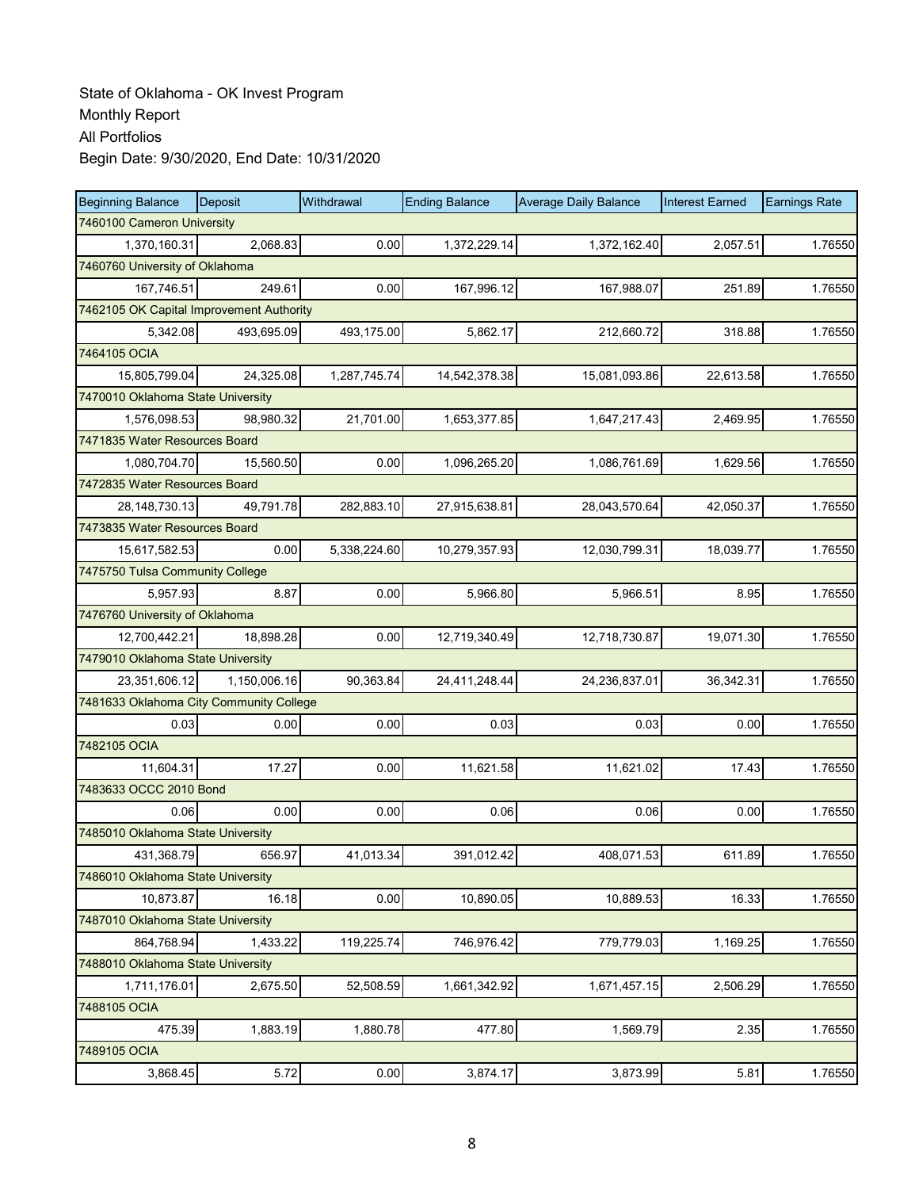State of Oklahoma - OK Invest Program
Monthly Report
All Portfolios
Begin Date: 9/30/2020, End Date: 10/31/2020

| Beginning Balance | Deposit | Withdrawal | Ending Balance | Average Daily Balance | Interest Earned | Earnings Rate |
|---|---|---|---|---|---|---|
| 7460100 Cameron University | | | | | | |
| 1,370,160.31 | 2,068.83 | 0.00 | 1,372,229.14 | 1,372,162.40 | 2,057.51 | 1.76550 |
| 7460760 University of Oklahoma | | | | | | |
| 167,746.51 | 249.61 | 0.00 | 167,996.12 | 167,988.07 | 251.89 | 1.76550 |
| 7462105 OK Capital Improvement Authority | | | | | | |
| 5,342.08 | 493,695.09 | 493,175.00 | 5,862.17 | 212,660.72 | 318.88 | 1.76550 |
| 7464105 OCIA | | | | | | |
| 15,805,799.04 | 24,325.08 | 1,287,745.74 | 14,542,378.38 | 15,081,093.86 | 22,613.58 | 1.76550 |
| 7470010 Oklahoma State University | | | | | | |
| 1,576,098.53 | 98,980.32 | 21,701.00 | 1,653,377.85 | 1,647,217.43 | 2,469.95 | 1.76550 |
| 7471835 Water Resources Board | | | | | | |
| 1,080,704.70 | 15,560.50 | 0.00 | 1,096,265.20 | 1,086,761.69 | 1,629.56 | 1.76550 |
| 7472835 Water Resources Board | | | | | | |
| 28,148,730.13 | 49,791.78 | 282,883.10 | 27,915,638.81 | 28,043,570.64 | 42,050.37 | 1.76550 |
| 7473835 Water Resources Board | | | | | | |
| 15,617,582.53 | 0.00 | 5,338,224.60 | 10,279,357.93 | 12,030,799.31 | 18,039.77 | 1.76550 |
| 7475750 Tulsa Community College | | | | | | |
| 5,957.93 | 8.87 | 0.00 | 5,966.80 | 5,966.51 | 8.95 | 1.76550 |
| 7476760 University of Oklahoma | | | | | | |
| 12,700,442.21 | 18,898.28 | 0.00 | 12,719,340.49 | 12,718,730.87 | 19,071.30 | 1.76550 |
| 7479010 Oklahoma State University | | | | | | |
| 23,351,606.12 | 1,150,006.16 | 90,363.84 | 24,411,248.44 | 24,236,837.01 | 36,342.31 | 1.76550 |
| 7481633 Oklahoma City Community College | | | | | | |
| 0.03 | 0.00 | 0.00 | 0.03 | 0.03 | 0.00 | 1.76550 |
| 7482105 OCIA | | | | | | |
| 11,604.31 | 17.27 | 0.00 | 11,621.58 | 11,621.02 | 17.43 | 1.76550 |
| 7483633 OCCC 2010 Bond | | | | | | |
| 0.06 | 0.00 | 0.00 | 0.06 | 0.06 | 0.00 | 1.76550 |
| 7485010 Oklahoma State University | | | | | | |
| 431,368.79 | 656.97 | 41,013.34 | 391,012.42 | 408,071.53 | 611.89 | 1.76550 |
| 7486010 Oklahoma State University | | | | | | |
| 10,873.87 | 16.18 | 0.00 | 10,890.05 | 10,889.53 | 16.33 | 1.76550 |
| 7487010 Oklahoma State University | | | | | | |
| 864,768.94 | 1,433.22 | 119,225.74 | 746,976.42 | 779,779.03 | 1,169.25 | 1.76550 |
| 7488010 Oklahoma State University | | | | | | |
| 1,711,176.01 | 2,675.50 | 52,508.59 | 1,661,342.92 | 1,671,457.15 | 2,506.29 | 1.76550 |
| 7488105 OCIA | | | | | | |
| 475.39 | 1,883.19 | 1,880.78 | 477.80 | 1,569.79 | 2.35 | 1.76550 |
| 7489105 OCIA | | | | | | |
| 3,868.45 | 5.72 | 0.00 | 3,874.17 | 3,873.99 | 5.81 | 1.76550 |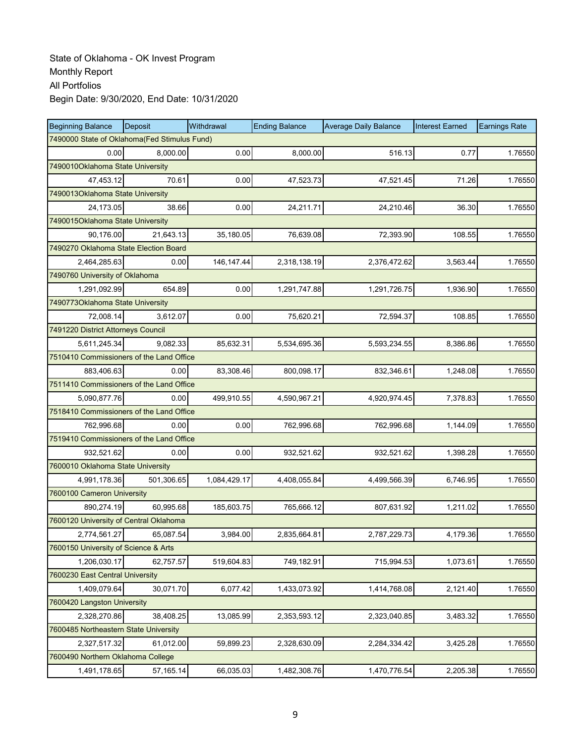State of Oklahoma - OK Invest Program
Monthly Report
All Portfolios
Begin Date: 9/30/2020, End Date: 10/31/2020

| Beginning Balance | Deposit | Withdrawal | Ending Balance | Average Daily Balance | Interest Earned | Earnings Rate |
|---|---|---|---|---|---|---|
| 7490000 State of Oklahoma(Fed Stimulus Fund) | | | | | | |
| 0.00 | 8,000.00 | 0.00 | 8,000.00 | 516.13 | 0.77 | 1.76550 |
| 7490010Oklahoma State University | | | | | | |
| 47,453.12 | 70.61 | 0.00 | 47,523.73 | 47,521.45 | 71.26 | 1.76550 |
| 7490013Oklahoma State University | | | | | | |
| 24,173.05 | 38.66 | 0.00 | 24,211.71 | 24,210.46 | 36.30 | 1.76550 |
| 7490015Oklahoma State University | | | | | | |
| 90,176.00 | 21,643.13 | 35,180.05 | 76,639.08 | 72,393.90 | 108.55 | 1.76550 |
| 7490270 Oklahoma State Election Board | | | | | | |
| 2,464,285.63 | 0.00 | 146,147.44 | 2,318,138.19 | 2,376,472.62 | 3,563.44 | 1.76550 |
| 7490760 University of Oklahoma | | | | | | |
| 1,291,092.99 | 654.89 | 0.00 | 1,291,747.88 | 1,291,726.75 | 1,936.90 | 1.76550 |
| 7490773Oklahoma State University | | | | | | |
| 72,008.14 | 3,612.07 | 0.00 | 75,620.21 | 72,594.37 | 108.85 | 1.76550 |
| 7491220 District Attorneys Council | | | | | | |
| 5,611,245.34 | 9,082.33 | 85,632.31 | 5,534,695.36 | 5,593,234.55 | 8,386.86 | 1.76550 |
| 7510410 Commissioners of the Land Office | | | | | | |
| 883,406.63 | 0.00 | 83,308.46 | 800,098.17 | 832,346.61 | 1,248.08 | 1.76550 |
| 7511410 Commissioners of the Land Office | | | | | | |
| 5,090,877.76 | 0.00 | 499,910.55 | 4,590,967.21 | 4,920,974.45 | 7,378.83 | 1.76550 |
| 7518410 Commissioners of the Land Office | | | | | | |
| 762,996.68 | 0.00 | 0.00 | 762,996.68 | 762,996.68 | 1,144.09 | 1.76550 |
| 7519410 Commissioners of the Land Office | | | | | | |
| 932,521.62 | 0.00 | 0.00 | 932,521.62 | 932,521.62 | 1,398.28 | 1.76550 |
| 7600010 Oklahoma State University | | | | | | |
| 4,991,178.36 | 501,306.65 | 1,084,429.17 | 4,408,055.84 | 4,499,566.39 | 6,746.95 | 1.76550 |
| 7600100 Cameron University | | | | | | |
| 890,274.19 | 60,995.68 | 185,603.75 | 765,666.12 | 807,631.92 | 1,211.02 | 1.76550 |
| 7600120 University of Central Oklahoma | | | | | | |
| 2,774,561.27 | 65,087.54 | 3,984.00 | 2,835,664.81 | 2,787,229.73 | 4,179.36 | 1.76550 |
| 7600150 University of Science & Arts | | | | | | |
| 1,206,030.17 | 62,757.57 | 519,604.83 | 749,182.91 | 715,994.53 | 1,073.61 | 1.76550 |
| 7600230 East Central University | | | | | | |
| 1,409,079.64 | 30,071.70 | 6,077.42 | 1,433,073.92 | 1,414,768.08 | 2,121.40 | 1.76550 |
| 7600420 Langston University | | | | | | |
| 2,328,270.86 | 38,408.25 | 13,085.99 | 2,353,593.12 | 2,323,040.85 | 3,483.32 | 1.76550 |
| 7600485 Northeastern State University | | | | | | |
| 2,327,517.32 | 61,012.00 | 59,899.23 | 2,328,630.09 | 2,284,334.42 | 3,425.28 | 1.76550 |
| 7600490 Northern Oklahoma College | | | | | | |
| 1,491,178.65 | 57,165.14 | 66,035.03 | 1,482,308.76 | 1,470,776.54 | 2,205.38 | 1.76550 |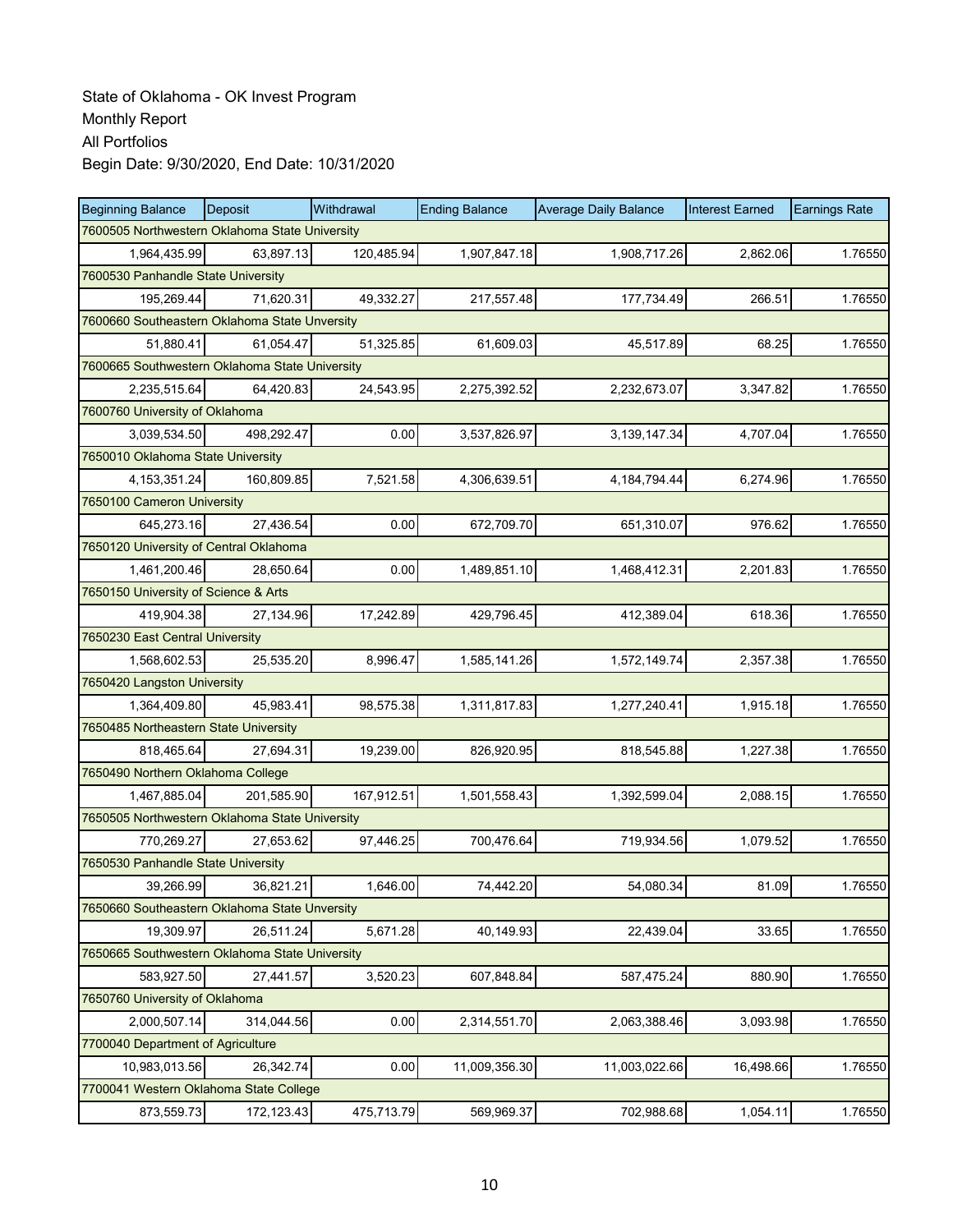State of Oklahoma - OK Invest Program

Monthly Report

All Portfolios

Begin Date: 9/30/2020, End Date: 10/31/2020

| Beginning Balance | Deposit | Withdrawal | Ending Balance | Average Daily Balance | Interest Earned | Earnings Rate |
|---|---|---|---|---|---|---|
| 7600505 Northwestern Oklahoma State University | | | | | | |
| 1,964,435.99 | 63,897.13 | 120,485.94 | 1,907,847.18 | 1,908,717.26 | 2,862.06 | 1.76550 |
| 7600530 Panhandle State University | | | | | | |
| 195,269.44 | 71,620.31 | 49,332.27 | 217,557.48 | 177,734.49 | 266.51 | 1.76550 |
| 7600660 Southeastern Oklahoma State Unversity | | | | | | |
| 51,880.41 | 61,054.47 | 51,325.85 | 61,609.03 | 45,517.89 | 68.25 | 1.76550 |
| 7600665 Southwestern Oklahoma State University | | | | | | |
| 2,235,515.64 | 64,420.83 | 24,543.95 | 2,275,392.52 | 2,232,673.07 | 3,347.82 | 1.76550 |
| 7600760 University of Oklahoma | | | | | | |
| 3,039,534.50 | 498,292.47 | 0.00 | 3,537,826.97 | 3,139,147.34 | 4,707.04 | 1.76550 |
| 7650010 Oklahoma State University | | | | | | |
| 4,153,351.24 | 160,809.85 | 7,521.58 | 4,306,639.51 | 4,184,794.44 | 6,274.96 | 1.76550 |
| 7650100 Cameron University | | | | | | |
| 645,273.16 | 27,436.54 | 0.00 | 672,709.70 | 651,310.07 | 976.62 | 1.76550 |
| 7650120 University of Central Oklahoma | | | | | | |
| 1,461,200.46 | 28,650.64 | 0.00 | 1,489,851.10 | 1,468,412.31 | 2,201.83 | 1.76550 |
| 7650150 University of Science & Arts | | | | | | |
| 419,904.38 | 27,134.96 | 17,242.89 | 429,796.45 | 412,389.04 | 618.36 | 1.76550 |
| 7650230 East Central University | | | | | | |
| 1,568,602.53 | 25,535.20 | 8,996.47 | 1,585,141.26 | 1,572,149.74 | 2,357.38 | 1.76550 |
| 7650420 Langston University | | | | | | |
| 1,364,409.80 | 45,983.41 | 98,575.38 | 1,311,817.83 | 1,277,240.41 | 1,915.18 | 1.76550 |
| 7650485 Northeastern State University | | | | | | |
| 818,465.64 | 27,694.31 | 19,239.00 | 826,920.95 | 818,545.88 | 1,227.38 | 1.76550 |
| 7650490 Northern Oklahoma College | | | | | | |
| 1,467,885.04 | 201,585.90 | 167,912.51 | 1,501,558.43 | 1,392,599.04 | 2,088.15 | 1.76550 |
| 7650505 Northwestern Oklahoma State University | | | | | | |
| 770,269.27 | 27,653.62 | 97,446.25 | 700,476.64 | 719,934.56 | 1,079.52 | 1.76550 |
| 7650530 Panhandle State University | | | | | | |
| 39,266.99 | 36,821.21 | 1,646.00 | 74,442.20 | 54,080.34 | 81.09 | 1.76550 |
| 7650660 Southeastern Oklahoma State Unversity | | | | | | |
| 19,309.97 | 26,511.24 | 5,671.28 | 40,149.93 | 22,439.04 | 33.65 | 1.76550 |
| 7650665 Southwestern Oklahoma State University | | | | | | |
| 583,927.50 | 27,441.57 | 3,520.23 | 607,848.84 | 587,475.24 | 880.90 | 1.76550 |
| 7650760 University of Oklahoma | | | | | | |
| 2,000,507.14 | 314,044.56 | 0.00 | 2,314,551.70 | 2,063,388.46 | 3,093.98 | 1.76550 |
| 7700040 Department of Agriculture | | | | | | |
| 10,983,013.56 | 26,342.74 | 0.00 | 11,009,356.30 | 11,003,022.66 | 16,498.66 | 1.76550 |
| 7700041 Western Oklahoma State College | | | | | | |
| 873,559.73 | 172,123.43 | 475,713.79 | 569,969.37 | 702,988.68 | 1,054.11 | 1.76550 |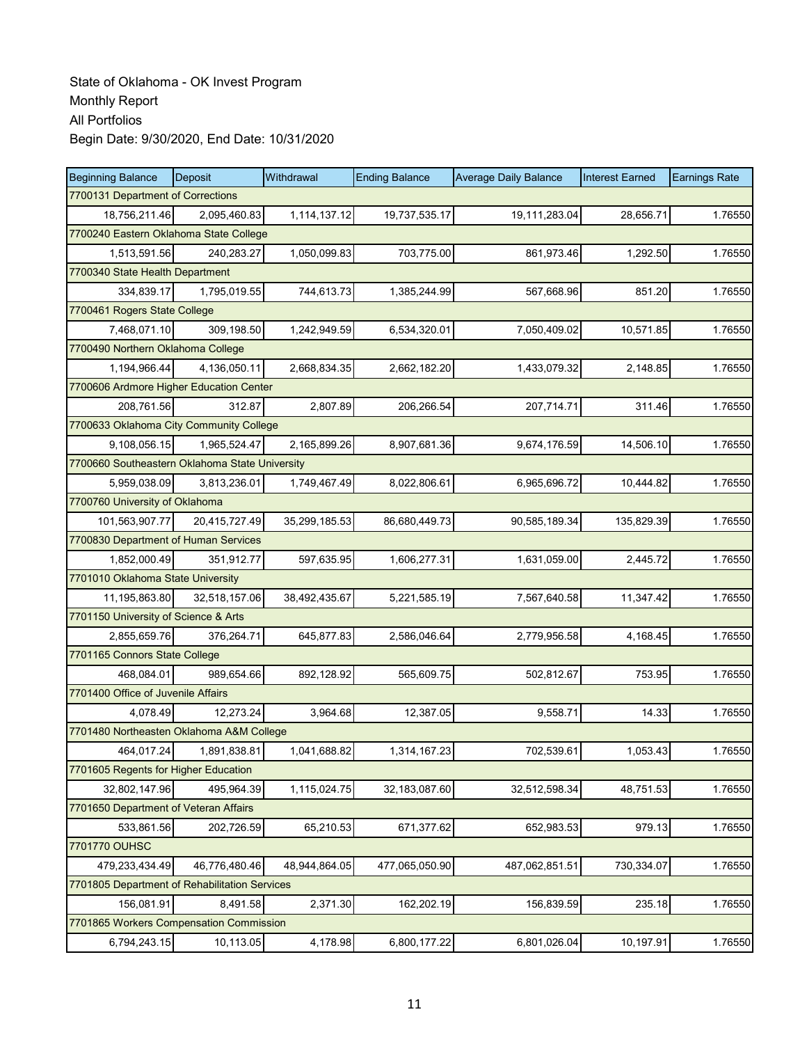State of Oklahoma - OK Invest Program
Monthly Report
All Portfolios
Begin Date: 9/30/2020, End Date: 10/31/2020

| Beginning Balance | Deposit | Withdrawal | Ending Balance | Average Daily Balance | Interest Earned | Earnings Rate |
|---|---|---|---|---|---|---|
| 7700131 Department of Corrections | | | | | | |
| 18,756,211.46 | 2,095,460.83 | 1,114,137.12 | 19,737,535.17 | 19,111,283.04 | 28,656.71 | 1.76550 |
| 7700240 Eastern Oklahoma State College | | | | | | |
| 1,513,591.56 | 240,283.27 | 1,050,099.83 | 703,775.00 | 861,973.46 | 1,292.50 | 1.76550 |
| 7700340 State Health Department | | | | | | |
| 334,839.17 | 1,795,019.55 | 744,613.73 | 1,385,244.99 | 567,668.96 | 851.20 | 1.76550 |
| 7700461 Rogers State College | | | | | | |
| 7,468,071.10 | 309,198.50 | 1,242,949.59 | 6,534,320.01 | 7,050,409.02 | 10,571.85 | 1.76550 |
| 7700490 Northern Oklahoma College | | | | | | |
| 1,194,966.44 | 4,136,050.11 | 2,668,834.35 | 2,662,182.20 | 1,433,079.32 | 2,148.85 | 1.76550 |
| 7700606 Ardmore Higher Education Center | | | | | | |
| 208,761.56 | 312.87 | 2,807.89 | 206,266.54 | 207,714.71 | 311.46 | 1.76550 |
| 7700633 Oklahoma City Community College | | | | | | |
| 9,108,056.15 | 1,965,524.47 | 2,165,899.26 | 8,907,681.36 | 9,674,176.59 | 14,506.10 | 1.76550 |
| 7700660 Southeastern Oklahoma State University | | | | | | |
| 5,959,038.09 | 3,813,236.01 | 1,749,467.49 | 8,022,806.61 | 6,965,696.72 | 10,444.82 | 1.76550 |
| 7700760 University of Oklahoma | | | | | | |
| 101,563,907.77 | 20,415,727.49 | 35,299,185.53 | 86,680,449.73 | 90,585,189.34 | 135,829.39 | 1.76550 |
| 7700830 Department of Human Services | | | | | | |
| 1,852,000.49 | 351,912.77 | 597,635.95 | 1,606,277.31 | 1,631,059.00 | 2,445.72 | 1.76550 |
| 7701010 Oklahoma State University | | | | | | |
| 11,195,863.80 | 32,518,157.06 | 38,492,435.67 | 5,221,585.19 | 7,567,640.58 | 11,347.42 | 1.76550 |
| 7701150 University of Science & Arts | | | | | | |
| 2,855,659.76 | 376,264.71 | 645,877.83 | 2,586,046.64 | 2,779,956.58 | 4,168.45 | 1.76550 |
| 7701165 Connors State College | | | | | | |
| 468,084.01 | 989,654.66 | 892,128.92 | 565,609.75 | 502,812.67 | 753.95 | 1.76550 |
| 7701400 Office of Juvenile Affairs | | | | | | |
| 4,078.49 | 12,273.24 | 3,964.68 | 12,387.05 | 9,558.71 | 14.33 | 1.76550 |
| 7701480 Northeasten Oklahoma A&M College | | | | | | |
| 464,017.24 | 1,891,838.81 | 1,041,688.82 | 1,314,167.23 | 702,539.61 | 1,053.43 | 1.76550 |
| 7701605 Regents for Higher Education | | | | | | |
| 32,802,147.96 | 495,964.39 | 1,115,024.75 | 32,183,087.60 | 32,512,598.34 | 48,751.53 | 1.76550 |
| 7701650 Department of Veteran Affairs | | | | | | |
| 533,861.56 | 202,726.59 | 65,210.53 | 671,377.62 | 652,983.53 | 979.13 | 1.76550 |
| 7701770 OUHSC | | | | | | |
| 479,233,434.49 | 46,776,480.46 | 48,944,864.05 | 477,065,050.90 | 487,062,851.51 | 730,334.07 | 1.76550 |
| 7701805 Department of Rehabilitation Services | | | | | | |
| 156,081.91 | 8,491.58 | 2,371.30 | 162,202.19 | 156,839.59 | 235.18 | 1.76550 |
| 7701865 Workers Compensation Commission | | | | | | |
| 6,794,243.15 | 10,113.05 | 4,178.98 | 6,800,177.22 | 6,801,026.04 | 10,197.91 | 1.76550 |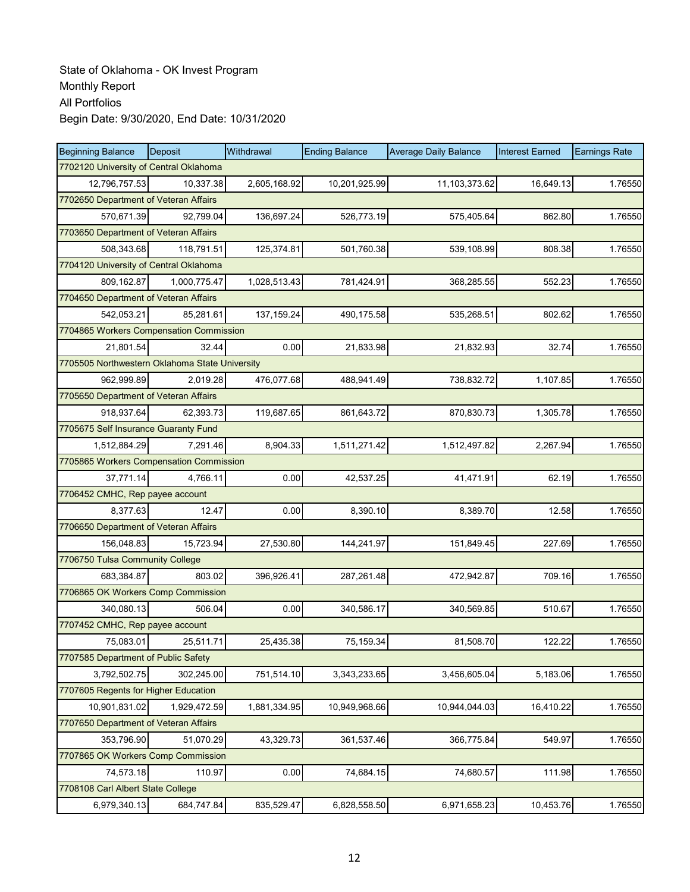State of Oklahoma - OK Invest Program
Monthly Report
All Portfolios
Begin Date: 9/30/2020, End Date: 10/31/2020

| Beginning Balance | Deposit | Withdrawal | Ending Balance | Average Daily Balance | Interest Earned | Earnings Rate |
|---|---|---|---|---|---|---|
| 7702120 University of Central Oklahoma | | | | | | |
| 12,796,757.53 | 10,337.38 | 2,605,168.92 | 10,201,925.99 | 11,103,373.62 | 16,649.13 | 1.76550 |
| 7702650 Department of Veteran Affairs | | | | | | |
| 570,671.39 | 92,799.04 | 136,697.24 | 526,773.19 | 575,405.64 | 862.80 | 1.76550 |
| 7703650 Department of Veteran Affairs | | | | | | |
| 508,343.68 | 118,791.51 | 125,374.81 | 501,760.38 | 539,108.99 | 808.38 | 1.76550 |
| 7704120 University of Central Oklahoma | | | | | | |
| 809,162.87 | 1,000,775.47 | 1,028,513.43 | 781,424.91 | 368,285.55 | 552.23 | 1.76550 |
| 7704650 Department of Veteran Affairs | | | | | | |
| 542,053.21 | 85,281.61 | 137,159.24 | 490,175.58 | 535,268.51 | 802.62 | 1.76550 |
| 7704865 Workers Compensation Commission | | | | | | |
| 21,801.54 | 32.44 | 0.00 | 21,833.98 | 21,832.93 | 32.74 | 1.76550 |
| 7705505 Northwestern Oklahoma State University | | | | | | |
| 962,999.89 | 2,019.28 | 476,077.68 | 488,941.49 | 738,832.72 | 1,107.85 | 1.76550 |
| 7705650 Department of Veteran Affairs | | | | | | |
| 918,937.64 | 62,393.73 | 119,687.65 | 861,643.72 | 870,830.73 | 1,305.78 | 1.76550 |
| 7705675 Self Insurance Guaranty Fund | | | | | | |
| 1,512,884.29 | 7,291.46 | 8,904.33 | 1,511,271.42 | 1,512,497.82 | 2,267.94 | 1.76550 |
| 7705865 Workers Compensation Commission | | | | | | |
| 37,771.14 | 4,766.11 | 0.00 | 42,537.25 | 41,471.91 | 62.19 | 1.76550 |
| 7706452 CMHC, Rep payee account | | | | | | |
| 8,377.63 | 12.47 | 0.00 | 8,390.10 | 8,389.70 | 12.58 | 1.76550 |
| 7706650 Department of Veteran Affairs | | | | | | |
| 156,048.83 | 15,723.94 | 27,530.80 | 144,241.97 | 151,849.45 | 227.69 | 1.76550 |
| 7706750 Tulsa Community College | | | | | | |
| 683,384.87 | 803.02 | 396,926.41 | 287,261.48 | 472,942.87 | 709.16 | 1.76550 |
| 7706865 OK Workers Comp Commission | | | | | | |
| 340,080.13 | 506.04 | 0.00 | 340,586.17 | 340,569.85 | 510.67 | 1.76550 |
| 7707452 CMHC, Rep payee account | | | | | | |
| 75,083.01 | 25,511.71 | 25,435.38 | 75,159.34 | 81,508.70 | 122.22 | 1.76550 |
| 7707585 Department of Public Safety | | | | | | |
| 3,792,502.75 | 302,245.00 | 751,514.10 | 3,343,233.65 | 3,456,605.04 | 5,183.06 | 1.76550 |
| 7707605 Regents for Higher Education | | | | | | |
| 10,901,831.02 | 1,929,472.59 | 1,881,334.95 | 10,949,968.66 | 10,944,044.03 | 16,410.22 | 1.76550 |
| 7707650 Department of Veteran Affairs | | | | | | |
| 353,796.90 | 51,070.29 | 43,329.73 | 361,537.46 | 366,775.84 | 549.97 | 1.76550 |
| 7707865 OK Workers Comp Commission | | | | | | |
| 74,573.18 | 110.97 | 0.00 | 74,684.15 | 74,680.57 | 111.98 | 1.76550 |
| 7708108 Carl Albert State College | | | | | | |
| 6,979,340.13 | 684,747.84 | 835,529.47 | 6,828,558.50 | 6,971,658.23 | 10,453.76 | 1.76550 |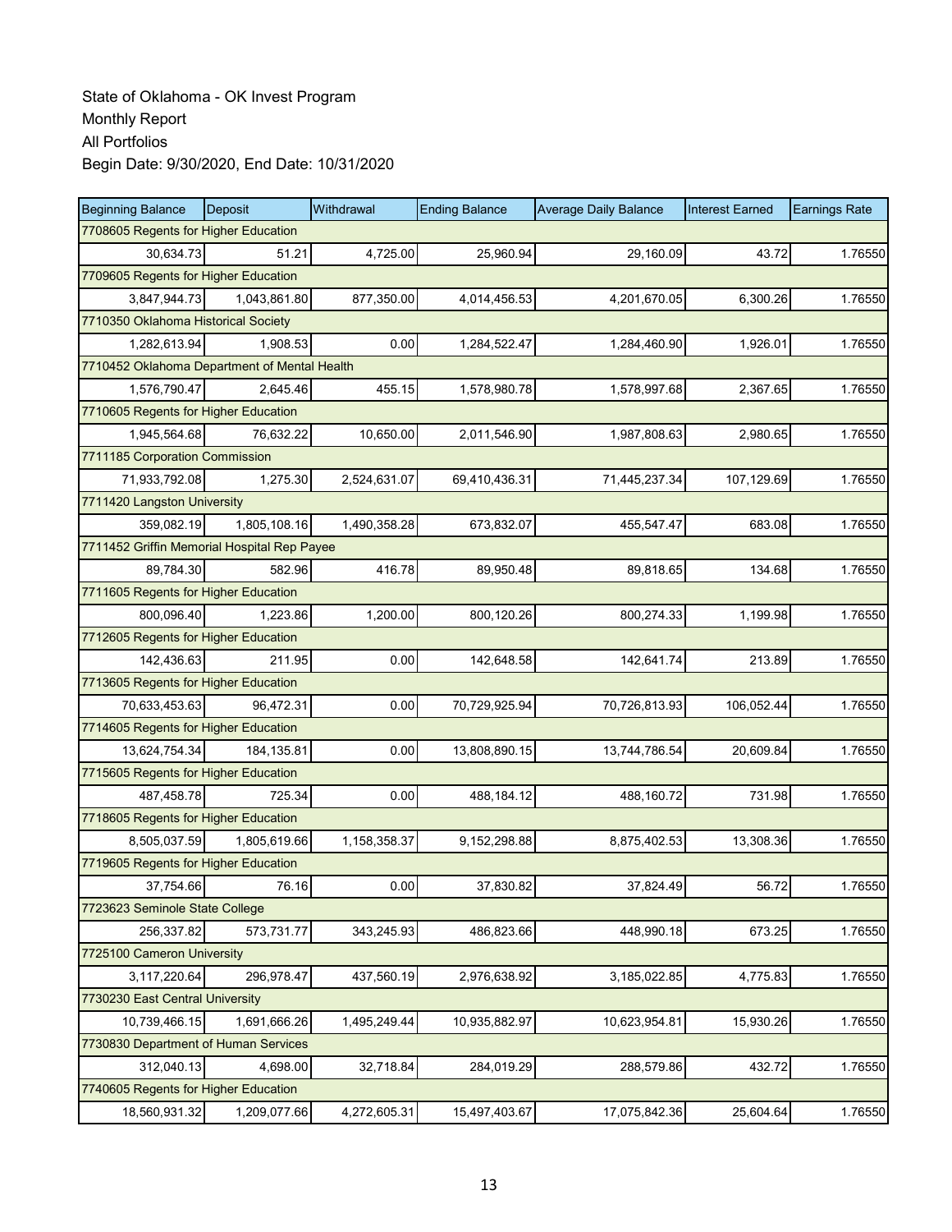State of Oklahoma - OK Invest Program
Monthly Report
All Portfolios
Begin Date: 9/30/2020, End Date: 10/31/2020

| Beginning Balance | Deposit | Withdrawal | Ending Balance | Average Daily Balance | Interest Earned | Earnings Rate |
|---|---|---|---|---|---|---|
| 7708605 Regents for Higher Education | | | | | | |
| 30,634.73 | 51.21 | 4,725.00 | 25,960.94 | 29,160.09 | 43.72 | 1.76550 |
| 7709605 Regents for Higher Education | | | | | | |
| 3,847,944.73 | 1,043,861.80 | 877,350.00 | 4,014,456.53 | 4,201,670.05 | 6,300.26 | 1.76550 |
| 7710350 Oklahoma Historical Society | | | | | | |
| 1,282,613.94 | 1,908.53 | 0.00 | 1,284,522.47 | 1,284,460.90 | 1,926.01 | 1.76550 |
| 7710452 Oklahoma Department of Mental Health | | | | | | |
| 1,576,790.47 | 2,645.46 | 455.15 | 1,578,980.78 | 1,578,997.68 | 2,367.65 | 1.76550 |
| 7710605 Regents for Higher Education | | | | | | |
| 1,945,564.68 | 76,632.22 | 10,650.00 | 2,011,546.90 | 1,987,808.63 | 2,980.65 | 1.76550 |
| 7711185 Corporation Commission | | | | | | |
| 71,933,792.08 | 1,275.30 | 2,524,631.07 | 69,410,436.31 | 71,445,237.34 | 107,129.69 | 1.76550 |
| 7711420 Langston University | | | | | | |
| 359,082.19 | 1,805,108.16 | 1,490,358.28 | 673,832.07 | 455,547.47 | 683.08 | 1.76550 |
| 7711452 Griffin Memorial Hospital Rep Payee | | | | | | |
| 89,784.30 | 582.96 | 416.78 | 89,950.48 | 89,818.65 | 134.68 | 1.76550 |
| 7711605 Regents for Higher Education | | | | | | |
| 800,096.40 | 1,223.86 | 1,200.00 | 800,120.26 | 800,274.33 | 1,199.98 | 1.76550 |
| 7712605 Regents for Higher Education | | | | | | |
| 142,436.63 | 211.95 | 0.00 | 142,648.58 | 142,641.74 | 213.89 | 1.76550 |
| 7713605 Regents for Higher Education | | | | | | |
| 70,633,453.63 | 96,472.31 | 0.00 | 70,729,925.94 | 70,726,813.93 | 106,052.44 | 1.76550 |
| 7714605 Regents for Higher Education | | | | | | |
| 13,624,754.34 | 184,135.81 | 0.00 | 13,808,890.15 | 13,744,786.54 | 20,609.84 | 1.76550 |
| 7715605 Regents for Higher Education | | | | | | |
| 487,458.78 | 725.34 | 0.00 | 488,184.12 | 488,160.72 | 731.98 | 1.76550 |
| 7718605 Regents for Higher Education | | | | | | |
| 8,505,037.59 | 1,805,619.66 | 1,158,358.37 | 9,152,298.88 | 8,875,402.53 | 13,308.36 | 1.76550 |
| 7719605 Regents for Higher Education | | | | | | |
| 37,754.66 | 76.16 | 0.00 | 37,830.82 | 37,824.49 | 56.72 | 1.76550 |
| 7723623 Seminole State College | | | | | | |
| 256,337.82 | 573,731.77 | 343,245.93 | 486,823.66 | 448,990.18 | 673.25 | 1.76550 |
| 7725100 Cameron University | | | | | | |
| 3,117,220.64 | 296,978.47 | 437,560.19 | 2,976,638.92 | 3,185,022.85 | 4,775.83 | 1.76550 |
| 7730230 East Central University | | | | | | |
| 10,739,466.15 | 1,691,666.26 | 1,495,249.44 | 10,935,882.97 | 10,623,954.81 | 15,930.26 | 1.76550 |
| 7730830 Department of Human Services | | | | | | |
| 312,040.13 | 4,698.00 | 32,718.84 | 284,019.29 | 288,579.86 | 432.72 | 1.76550 |
| 7740605 Regents for Higher Education | | | | | | |
| 18,560,931.32 | 1,209,077.66 | 4,272,605.31 | 15,497,403.67 | 17,075,842.36 | 25,604.64 | 1.76550 |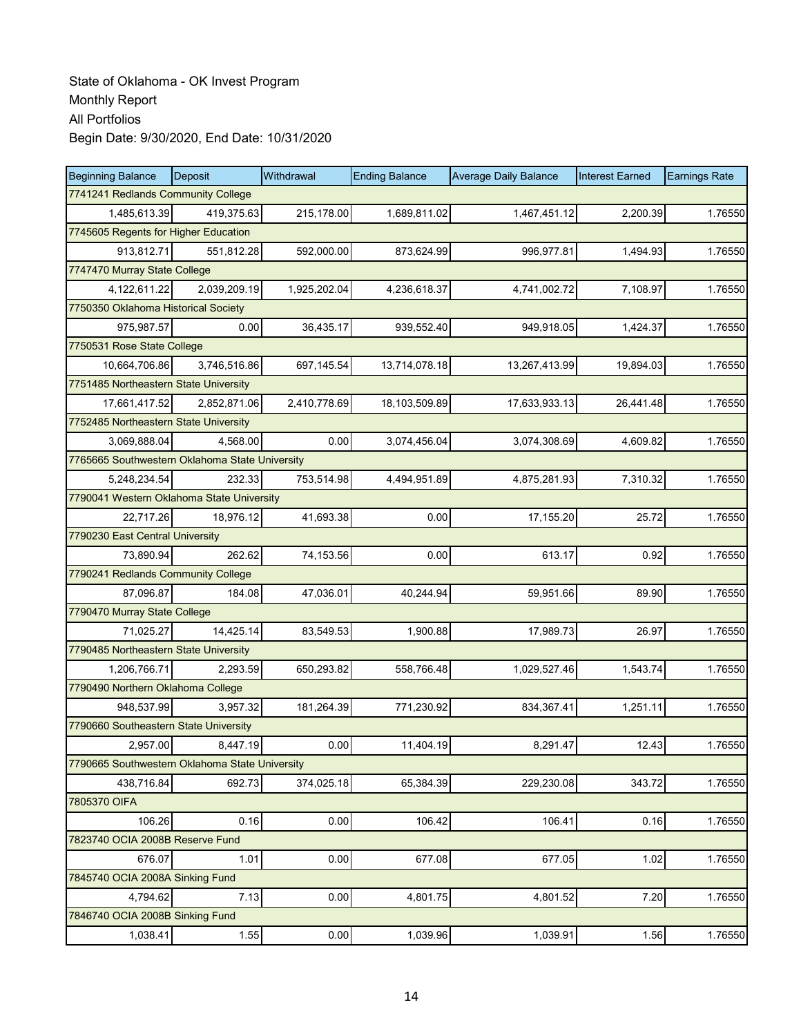State of Oklahoma - OK Invest Program
Monthly Report
All Portfolios
Begin Date: 9/30/2020, End Date: 10/31/2020

| Beginning Balance | Deposit | Withdrawal | Ending Balance | Average Daily Balance | Interest Earned | Earnings Rate |
|---|---|---|---|---|---|---|
| 7741241 Redlands Community College | | | | | | |
| 1,485,613.39 | 419,375.63 | 215,178.00 | 1,689,811.02 | 1,467,451.12 | 2,200.39 | 1.76550 |
| 7745605 Regents for Higher Education | | | | | | |
| 913,812.71 | 551,812.28 | 592,000.00 | 873,624.99 | 996,977.81 | 1,494.93 | 1.76550 |
| 7747470 Murray State College | | | | | | |
| 4,122,611.22 | 2,039,209.19 | 1,925,202.04 | 4,236,618.37 | 4,741,002.72 | 7,108.97 | 1.76550 |
| 7750350 Oklahoma Historical Society | | | | | | |
| 975,987.57 | 0.00 | 36,435.17 | 939,552.40 | 949,918.05 | 1,424.37 | 1.76550 |
| 7750531 Rose State College | | | | | | |
| 10,664,706.86 | 3,746,516.86 | 697,145.54 | 13,714,078.18 | 13,267,413.99 | 19,894.03 | 1.76550 |
| 7751485 Northeastern State University | | | | | | |
| 17,661,417.52 | 2,852,871.06 | 2,410,778.69 | 18,103,509.89 | 17,633,933.13 | 26,441.48 | 1.76550 |
| 7752485 Northeastern State University | | | | | | |
| 3,069,888.04 | 4,568.00 | 0.00 | 3,074,456.04 | 3,074,308.69 | 4,609.82 | 1.76550 |
| 7765665 Southwestern Oklahoma State University | | | | | | |
| 5,248,234.54 | 232.33 | 753,514.98 | 4,494,951.89 | 4,875,281.93 | 7,310.32 | 1.76550 |
| 7790041 Western Oklahoma State University | | | | | | |
| 22,717.26 | 18,976.12 | 41,693.38 | 0.00 | 17,155.20 | 25.72 | 1.76550 |
| 7790230 East Central University | | | | | | |
| 73,890.94 | 262.62 | 74,153.56 | 0.00 | 613.17 | 0.92 | 1.76550 |
| 7790241 Redlands Community College | | | | | | |
| 87,096.87 | 184.08 | 47,036.01 | 40,244.94 | 59,951.66 | 89.90 | 1.76550 |
| 7790470 Murray State College | | | | | | |
| 71,025.27 | 14,425.14 | 83,549.53 | 1,900.88 | 17,989.73 | 26.97 | 1.76550 |
| 7790485 Northeastern State University | | | | | | |
| 1,206,766.71 | 2,293.59 | 650,293.82 | 558,766.48 | 1,029,527.46 | 1,543.74 | 1.76550 |
| 7790490 Northern Oklahoma College | | | | | | |
| 948,537.99 | 3,957.32 | 181,264.39 | 771,230.92 | 834,367.41 | 1,251.11 | 1.76550 |
| 7790660 Southeastern State University | | | | | | |
| 2,957.00 | 8,447.19 | 0.00 | 11,404.19 | 8,291.47 | 12.43 | 1.76550 |
| 7790665 Southwestern Oklahoma State University | | | | | | |
| 438,716.84 | 692.73 | 374,025.18 | 65,384.39 | 229,230.08 | 343.72 | 1.76550 |
| 7805370 OIFA | | | | | | |
| 106.26 | 0.16 | 0.00 | 106.42 | 106.41 | 0.16 | 1.76550 |
| 7823740 OCIA 2008B Reserve Fund | | | | | | |
| 676.07 | 1.01 | 0.00 | 677.08 | 677.05 | 1.02 | 1.76550 |
| 7845740 OCIA 2008A Sinking Fund | | | | | | |
| 4,794.62 | 7.13 | 0.00 | 4,801.75 | 4,801.52 | 7.20 | 1.76550 |
| 7846740 OCIA 2008B Sinking Fund | | | | | | |
| 1,038.41 | 1.55 | 0.00 | 1,039.96 | 1,039.91 | 1.56 | 1.76550 |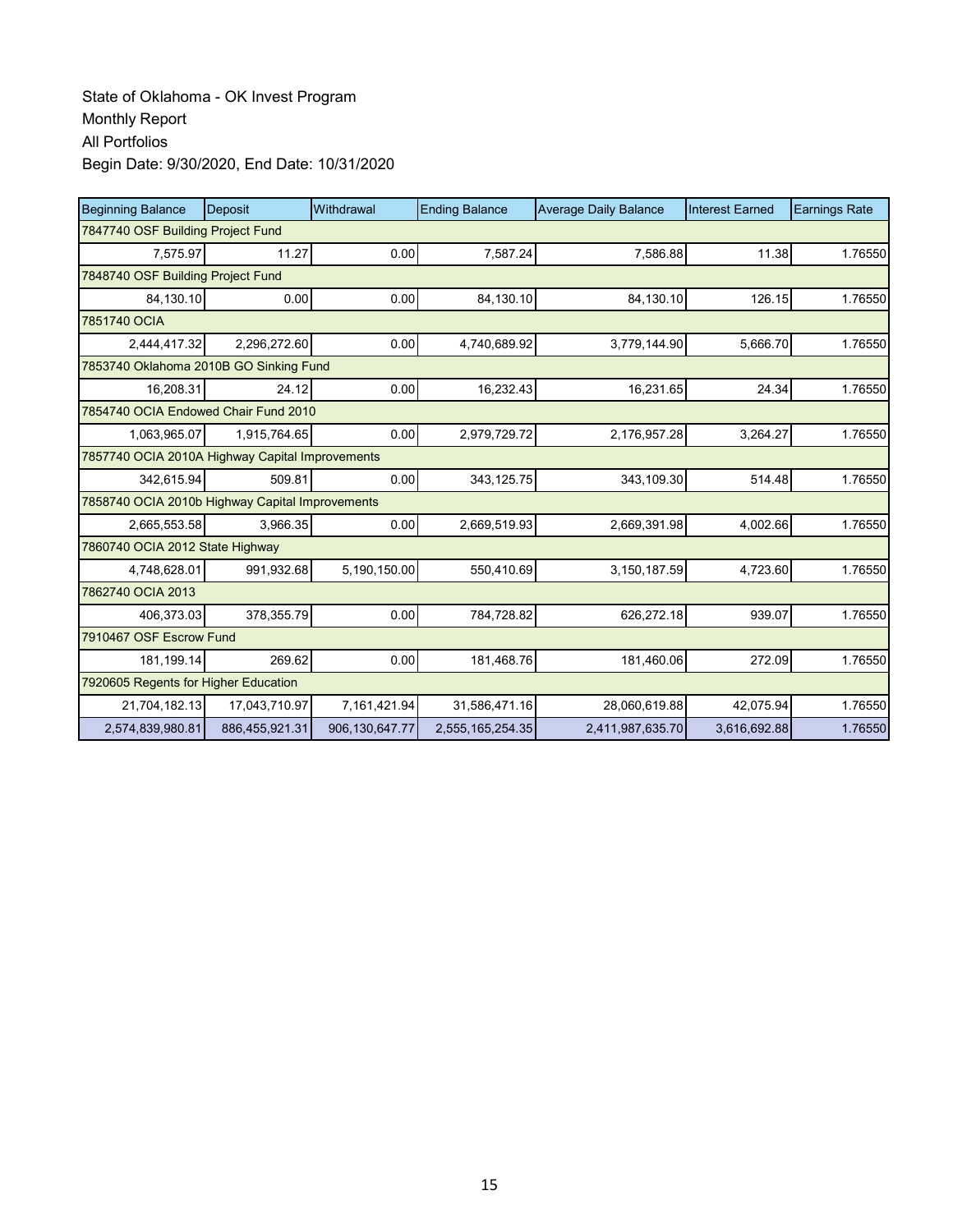State of Oklahoma - OK Invest Program
Monthly Report
All Portfolios
Begin Date: 9/30/2020, End Date: 10/31/2020

| Beginning Balance | Deposit | Withdrawal | Ending Balance | Average Daily Balance | Interest Earned | Earnings Rate |
|---|---|---|---|---|---|---|
| 7847740 OSF Building Project Fund | | | | | | |
| 7,575.97 | 11.27 | 0.00 | 7,587.24 | 7,586.88 | 11.38 | 1.76550 |
| 7848740 OSF Building Project Fund | | | | | | |
| 84,130.10 | 0.00 | 0.00 | 84,130.10 | 84,130.10 | 126.15 | 1.76550 |
| 7851740 OCIA | | | | | | |
| 2,444,417.32 | 2,296,272.60 | 0.00 | 4,740,689.92 | 3,779,144.90 | 5,666.70 | 1.76550 |
| 7853740 Oklahoma 2010B GO Sinking Fund | | | | | | |
| 16,208.31 | 24.12 | 0.00 | 16,232.43 | 16,231.65 | 24.34 | 1.76550 |
| 7854740 OCIA Endowed Chair Fund 2010 | | | | | | |
| 1,063,965.07 | 1,915,764.65 | 0.00 | 2,979,729.72 | 2,176,957.28 | 3,264.27 | 1.76550 |
| 7857740 OCIA 2010A Highway Capital Improvements | | | | | | |
| 342,615.94 | 509.81 | 0.00 | 343,125.75 | 343,109.30 | 514.48 | 1.76550 |
| 7858740 OCIA 2010b Highway Capital Improvements | | | | | | |
| 2,665,553.58 | 3,966.35 | 0.00 | 2,669,519.93 | 2,669,391.98 | 4,002.66 | 1.76550 |
| 7860740 OCIA 2012 State Highway | | | | | | |
| 4,748,628.01 | 991,932.68 | 5,190,150.00 | 550,410.69 | 3,150,187.59 | 4,723.60 | 1.76550 |
| 7862740 OCIA 2013 | | | | | | |
| 406,373.03 | 378,355.79 | 0.00 | 784,728.82 | 626,272.18 | 939.07 | 1.76550 |
| 7910467 OSF Escrow Fund | | | | | | |
| 181,199.14 | 269.62 | 0.00 | 181,468.76 | 181,460.06 | 272.09 | 1.76550 |
| 7920605 Regents for Higher Education | | | | | | |
| 21,704,182.13 | 17,043,710.97 | 7,161,421.94 | 31,586,471.16 | 28,060,619.88 | 42,075.94 | 1.76550 |
| 2,574,839,980.81 | 886,455,921.31 | 906,130,647.77 | 2,555,165,254.35 | 2,411,987,635.70 | 3,616,692.88 | 1.76550 |